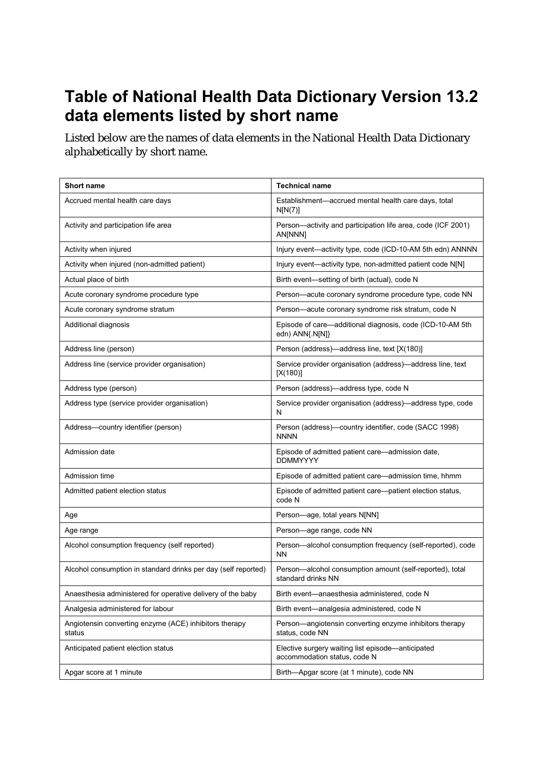# Table of National Health Data Dictionary Version 13.2 data elements listed by short name

Listed below are the names of data elements in the National Health Data Dictionary alphabetically by short name.

| Short name | Technical name |
|---|---|
| Accrued mental health care days | Establishment—accrued mental health care days, total N[N(7)] |
| Activity and participation life area | Person—activity and participation life area, code (ICF 2001) AN[NNN] |
| Activity when injured | Injury event—activity type, code (ICD-10-AM 5th edn) ANNNN |
| Activity when injured (non-admitted patient) | Injury event—activity type, non-admitted patient code N[N] |
| Actual place of birth | Birth event—setting of birth (actual), code N |
| Acute coronary syndrome procedure type | Person—acute coronary syndrome procedure type, code NN |
| Acute coronary syndrome stratum | Person—acute coronary syndrome risk stratum, code N |
| Additional diagnosis | Episode of care—additional diagnosis, code (ICD-10-AM 5th edn) ANN{.N[N]} |
| Address line (person) | Person (address)—address line, text [X(180)] |
| Address line (service provider organisation) | Service provider organisation (address)—address line, text [X(180)] |
| Address type (person) | Person (address)—address type, code N |
| Address type (service provider organisation) | Service provider organisation (address)—address type, code N |
| Address—country identifier (person) | Person (address)—country identifier, code (SACC 1998) NNNN |
| Admission date | Episode of admitted patient care—admission date, DDMMYYYY |
| Admission time | Episode of admitted patient care—admission time, hhmm |
| Admitted patient election status | Episode of admitted patient care—patient election status, code N |
| Age | Person—age, total years N[NN] |
| Age range | Person—age range, code NN |
| Alcohol consumption frequency (self reported) | Person—alcohol consumption frequency (self-reported), code NN |
| Alcohol consumption in standard drinks per day (self reported) | Person—alcohol consumption amount (self-reported), total standard drinks NN |
| Anaesthesia administered for operative delivery of the baby | Birth event—anaesthesia administered, code N |
| Analgesia administered for labour | Birth event—analgesia administered, code N |
| Angiotensin converting enzyme (ACE) inhibitors therapy status | Person—angiotensin converting enzyme inhibitors therapy status, code NN |
| Anticipated patient election status | Elective surgery waiting list episode—anticipated accommodation status, code N |
| Apgar score at 1 minute | Birth—Apgar score (at 1 minute), code NN |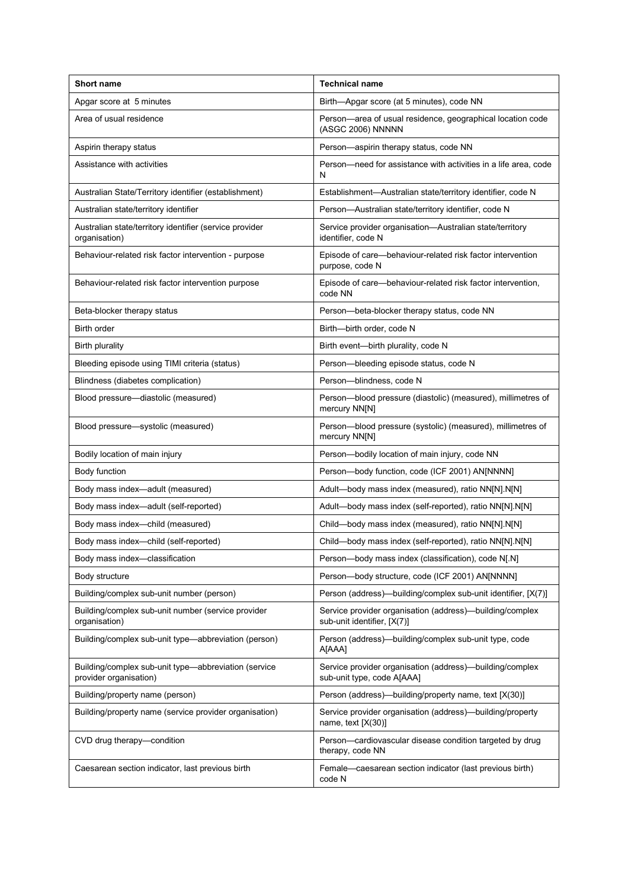| Short name | Technical name |
| --- | --- |
| Apgar score at 5 minutes | Birth—Apgar score (at 5 minutes), code NN |
| Area of usual residence | Person—area of usual residence, geographical location code (ASGC 2006) NNNNN |
| Aspirin therapy status | Person—aspirin therapy status, code NN |
| Assistance with activities | Person—need for assistance with activities in a life area, code N |
| Australian State/Territory identifier (establishment) | Establishment—Australian state/territory identifier, code N |
| Australian state/territory identifier | Person—Australian state/territory identifier, code N |
| Australian state/territory identifier (service provider organisation) | Service provider organisation—Australian state/territory identifier, code N |
| Behaviour-related risk factor intervention - purpose | Episode of care—behaviour-related risk factor intervention purpose, code N |
| Behaviour-related risk factor intervention purpose | Episode of care—behaviour-related risk factor intervention, code NN |
| Beta-blocker therapy status | Person—beta-blocker therapy status, code NN |
| Birth order | Birth—birth order, code N |
| Birth plurality | Birth event—birth plurality, code N |
| Bleeding episode using TIMI criteria (status) | Person—bleeding episode status, code N |
| Blindness (diabetes complication) | Person—blindness, code N |
| Blood pressure—diastolic (measured) | Person—blood pressure (diastolic) (measured), millimetres of mercury NN[N] |
| Blood pressure—systolic (measured) | Person—blood pressure (systolic) (measured), millimetres of mercury NN[N] |
| Bodily location of main injury | Person—bodily location of main injury, code NN |
| Body function | Person—body function, code (ICF 2001) AN[NNNN] |
| Body mass index—adult (measured) | Adult—body mass index (measured), ratio NN[N].N[N] |
| Body mass index—adult (self-reported) | Adult—body mass index (self-reported), ratio NN[N].N[N] |
| Body mass index—child (measured) | Child—body mass index (measured), ratio NN[N].N[N] |
| Body mass index—child (self-reported) | Child—body mass index (self-reported), ratio NN[N].N[N] |
| Body mass index—classification | Person—body mass index (classification), code N[.N] |
| Body structure | Person—body structure, code (ICF 2001) AN[NNNN] |
| Building/complex sub-unit number (person) | Person (address)—building/complex sub-unit identifier, [X(7)] |
| Building/complex sub-unit number (service provider organisation) | Service provider organisation (address)—building/complex sub-unit identifier, [X(7)] |
| Building/complex sub-unit type—abbreviation (person) | Person (address)—building/complex sub-unit type, code A[AAA] |
| Building/complex sub-unit type—abbreviation (service provider organisation) | Service provider organisation (address)—building/complex sub-unit type, code A[AAA] |
| Building/property name (person) | Person (address)—building/property name, text [X(30)] |
| Building/property name (service provider organisation) | Service provider organisation (address)—building/property name, text [X(30)] |
| CVD drug therapy—condition | Person—cardiovascular disease condition targeted by drug therapy, code NN |
| Caesarean section indicator, last previous birth | Female—caesarean section indicator (last previous birth) code N |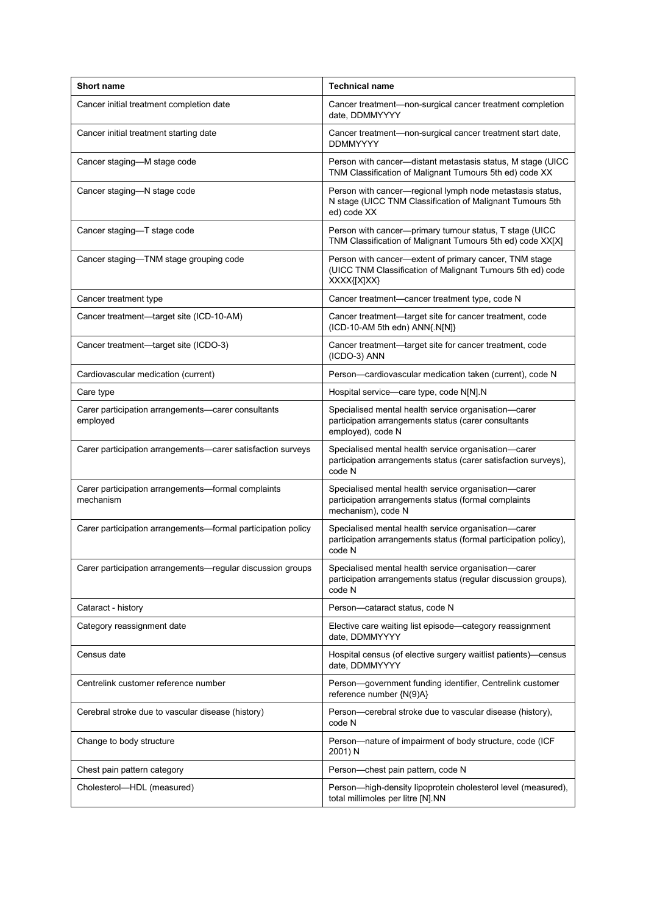| Short name | Technical name |
|---|---|
| Cancer initial treatment completion date | Cancer treatment—non-surgical cancer treatment completion date, DDMMYYYY |
| Cancer initial treatment starting date | Cancer treatment—non-surgical cancer treatment start date, DDMMYYYY |
| Cancer staging—M stage code | Person with cancer—distant metastasis status, M stage (UICC TNM Classification of Malignant Tumours 5th ed) code XX |
| Cancer staging—N stage code | Person with cancer—regional lymph node metastasis status, N stage (UICC TNM Classification of Malignant Tumours 5th ed) code XX |
| Cancer staging—T stage code | Person with cancer—primary tumour status, T stage (UICC TNM Classification of Malignant Tumours 5th ed) code XX[X] |
| Cancer staging—TNM stage grouping code | Person with cancer—extent of primary cancer, TNM stage (UICC TNM Classification of Malignant Tumours 5th ed) code XXXX{[X]XX} |
| Cancer treatment type | Cancer treatment—cancer treatment type, code N |
| Cancer treatment—target site (ICD-10-AM) | Cancer treatment—target site for cancer treatment, code (ICD-10-AM 5th edn) ANN{.N[N]} |
| Cancer treatment—target site (ICDO-3) | Cancer treatment—target site for cancer treatment, code (ICDO-3) ANN |
| Cardiovascular medication (current) | Person—cardiovascular medication taken (current), code N |
| Care type | Hospital service—care type, code N[N].N |
| Carer participation arrangements—carer consultants employed | Specialised mental health service organisation—carer participation arrangements status (carer consultants employed), code N |
| Carer participation arrangements—carer satisfaction surveys | Specialised mental health service organisation—carer participation arrangements status (carer satisfaction surveys), code N |
| Carer participation arrangements—formal complaints mechanism | Specialised mental health service organisation—carer participation arrangements status (formal complaints mechanism), code N |
| Carer participation arrangements—formal participation policy | Specialised mental health service organisation—carer participation arrangements status (formal participation policy), code N |
| Carer participation arrangements—regular discussion groups | Specialised mental health service organisation—carer participation arrangements status (regular discussion groups), code N |
| Cataract - history | Person—cataract status, code N |
| Category reassignment date | Elective care waiting list episode—category reassignment date, DDMMYYYY |
| Census date | Hospital census (of elective surgery waitlist patients)—census date, DDMMYYYY |
| Centrelink customer reference number | Person—government funding identifier, Centrelink customer reference number {N(9)A} |
| Cerebral stroke due to vascular disease (history) | Person—cerebral stroke due to vascular disease (history), code N |
| Change to body structure | Person—nature of impairment of body structure, code (ICF 2001) N |
| Chest pain pattern category | Person—chest pain pattern, code N |
| Cholesterol—HDL (measured) | Person—high-density lipoprotein cholesterol level (measured), total millimoles per litre [N].NN |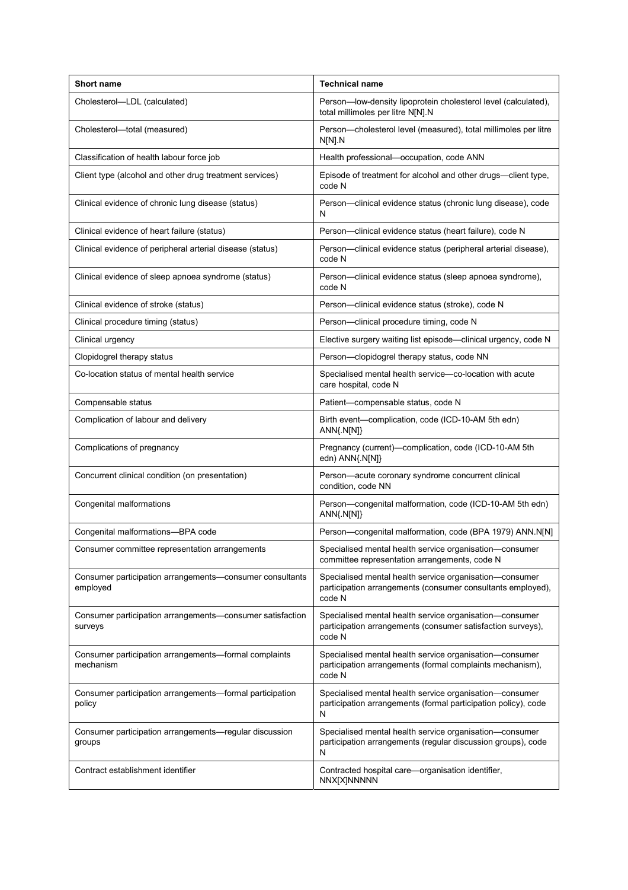| Short name | Technical name |
|---|---|
| Cholesterol—LDL (calculated) | Person—low-density lipoprotein cholesterol level (calculated), total millimoles per litre N[N].N |
| Cholesterol—total (measured) | Person—cholesterol level (measured), total millimoles per litre N[N].N |
| Classification of health labour force job | Health professional—occupation, code ANN |
| Client type (alcohol and other drug treatment services) | Episode of treatment for alcohol and other drugs—client type, code N |
| Clinical evidence of chronic lung disease (status) | Person—clinical evidence status (chronic lung disease), code N |
| Clinical evidence of heart failure (status) | Person—clinical evidence status (heart failure), code N |
| Clinical evidence of peripheral arterial disease (status) | Person—clinical evidence status (peripheral arterial disease), code N |
| Clinical evidence of sleep apnoea syndrome (status) | Person—clinical evidence status (sleep apnoea syndrome), code N |
| Clinical evidence of stroke (status) | Person—clinical evidence status (stroke), code N |
| Clinical procedure timing (status) | Person—clinical procedure timing, code N |
| Clinical urgency | Elective surgery waiting list episode—clinical urgency, code N |
| Clopidogrel therapy status | Person—clopidogrel therapy status, code NN |
| Co-location status of mental health service | Specialised mental health service—co-location with acute care hospital, code N |
| Compensable status | Patient—compensable status, code N |
| Complication of labour and delivery | Birth event—complication, code (ICD-10-AM 5th edn) ANN{.N[N]} |
| Complications of pregnancy | Pregnancy (current)—complication, code (ICD-10-AM 5th edn) ANN{.N[N]} |
| Concurrent clinical condition (on presentation) | Person—acute coronary syndrome concurrent clinical condition, code NN |
| Congenital malformations | Person—congenital malformation, code (ICD-10-AM 5th edn) ANN{.N[N]} |
| Congenital malformations—BPA code | Person—congenital malformation, code (BPA 1979) ANN.N[N] |
| Consumer committee representation arrangements | Specialised mental health service organisation—consumer committee representation arrangements, code N |
| Consumer participation arrangements—consumer consultants employed | Specialised mental health service organisation—consumer participation arrangements (consumer consultants employed), code N |
| Consumer participation arrangements—consumer satisfaction surveys | Specialised mental health service organisation—consumer participation arrangements (consumer satisfaction surveys), code N |
| Consumer participation arrangements—formal complaints mechanism | Specialised mental health service organisation—consumer participation arrangements (formal complaints mechanism), code N |
| Consumer participation arrangements—formal participation policy | Specialised mental health service organisation—consumer participation arrangements (formal participation policy), code N |
| Consumer participation arrangements—regular discussion groups | Specialised mental health service organisation—consumer participation arrangements (regular discussion groups), code N |
| Contract establishment identifier | Contracted hospital care—organisation identifier, NNX[X]NNNNN |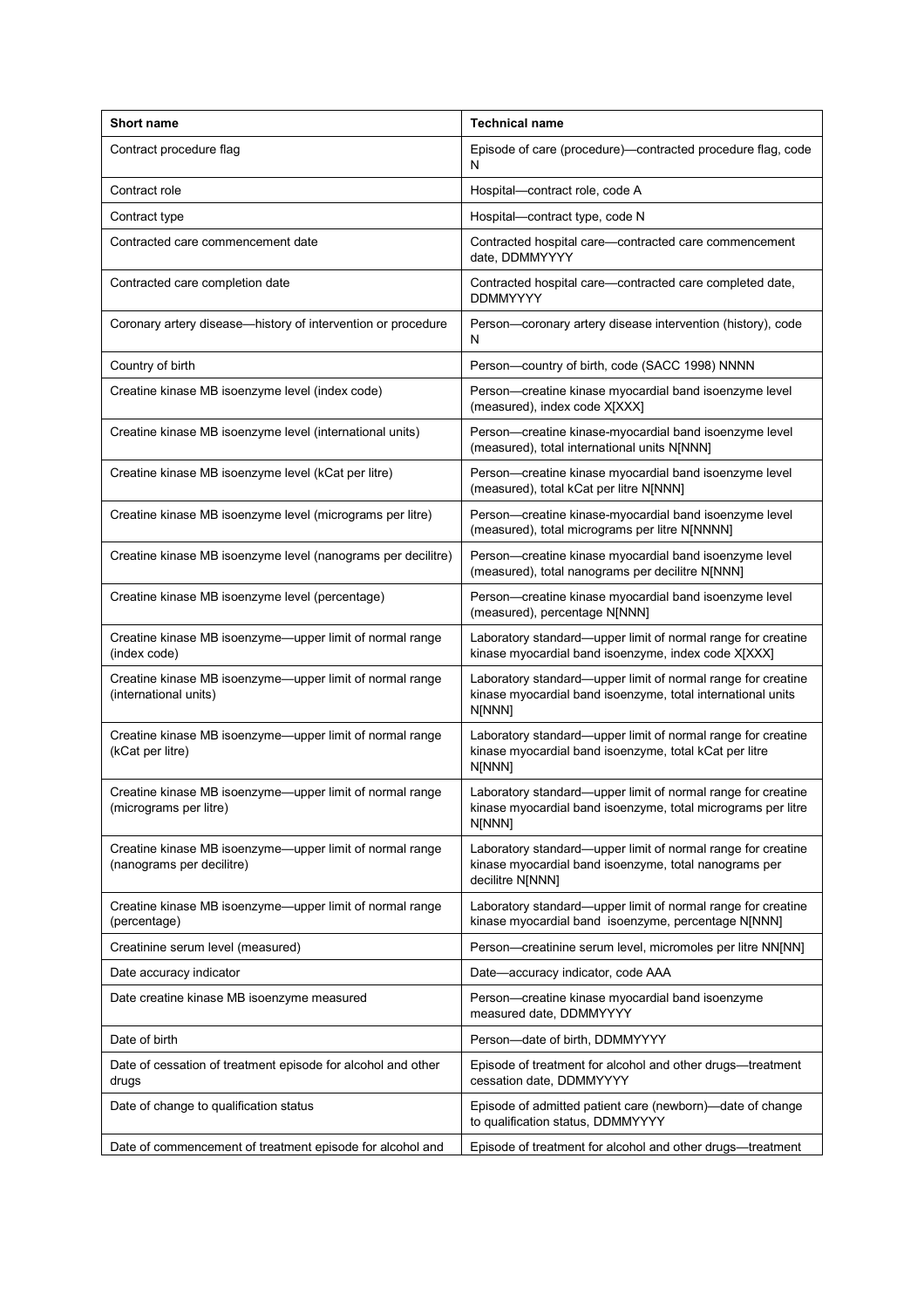| Short name | Technical name |
|---|---|
| Contract procedure flag | Episode of care (procedure)—contracted procedure flag, code N |
| Contract role | Hospital—contract role, code A |
| Contract type | Hospital—contract type, code N |
| Contracted care commencement date | Contracted hospital care—contracted care commencement date, DDMMYYYY |
| Contracted care completion date | Contracted hospital care—contracted care completed date, DDMMYYYY |
| Coronary artery disease—history of intervention or procedure | Person—coronary artery disease intervention (history), code N |
| Country of birth | Person—country of birth, code (SACC 1998) NNNN |
| Creatine kinase MB isoenzyme level (index code) | Person—creatine kinase myocardial band isoenzyme level (measured), index code X[XXX] |
| Creatine kinase MB isoenzyme level (international units) | Person—creatine kinase-myocardial band isoenzyme level (measured), total international units N[NNN] |
| Creatine kinase MB isoenzyme level (kCat per litre) | Person—creatine kinase myocardial band isoenzyme level (measured), total kCat per litre N[NNN] |
| Creatine kinase MB isoenzyme level (micrograms per litre) | Person—creatine kinase-myocardial band isoenzyme level (measured), total micrograms per litre N[NNNN] |
| Creatine kinase MB isoenzyme level (nanograms per decilitre) | Person—creatine kinase myocardial band isoenzyme level (measured), total nanograms per decilitre N[NNN] |
| Creatine kinase MB isoenzyme level (percentage) | Person—creatine kinase myocardial band isoenzyme level (measured), percentage N[NNN] |
| Creatine kinase MB isoenzyme—upper limit of normal range (index code) | Laboratory standard—upper limit of normal range for creatine kinase myocardial band isoenzyme, index code X[XXX] |
| Creatine kinase MB isoenzyme—upper limit of normal range (international units) | Laboratory standard—upper limit of normal range for creatine kinase myocardial band isoenzyme, total international units N[NNN] |
| Creatine kinase MB isoenzyme—upper limit of normal range (kCat per litre) | Laboratory standard—upper limit of normal range for creatine kinase myocardial band isoenzyme, total kCat per litre N[NNN] |
| Creatine kinase MB isoenzyme—upper limit of normal range (micrograms per litre) | Laboratory standard—upper limit of normal range for creatine kinase myocardial band isoenzyme, total micrograms per litre N[NNN] |
| Creatine kinase MB isoenzyme—upper limit of normal range (nanograms per decilitre) | Laboratory standard—upper limit of normal range for creatine kinase myocardial band isoenzyme, total nanograms per decilitre N[NNN] |
| Creatine kinase MB isoenzyme—upper limit of normal range (percentage) | Laboratory standard—upper limit of normal range for creatine kinase myocardial band isoenzyme, percentage N[NNN] |
| Creatinine serum level (measured) | Person—creatinine serum level, micromoles per litre NN[NN] |
| Date accuracy indicator | Date—accuracy indicator, code AAA |
| Date creatine kinase MB isoenzyme measured | Person—creatine kinase myocardial band isoenzyme measured date, DDMMYYYY |
| Date of birth | Person—date of birth, DDMMYYYY |
| Date of cessation of treatment episode for alcohol and other drugs | Episode of treatment for alcohol and other drugs—treatment cessation date, DDMMYYYY |
| Date of change to qualification status | Episode of admitted patient care (newborn)—date of change to qualification status, DDMMYYYY |
| Date of commencement of treatment episode for alcohol and | Episode of treatment for alcohol and other drugs—treatment |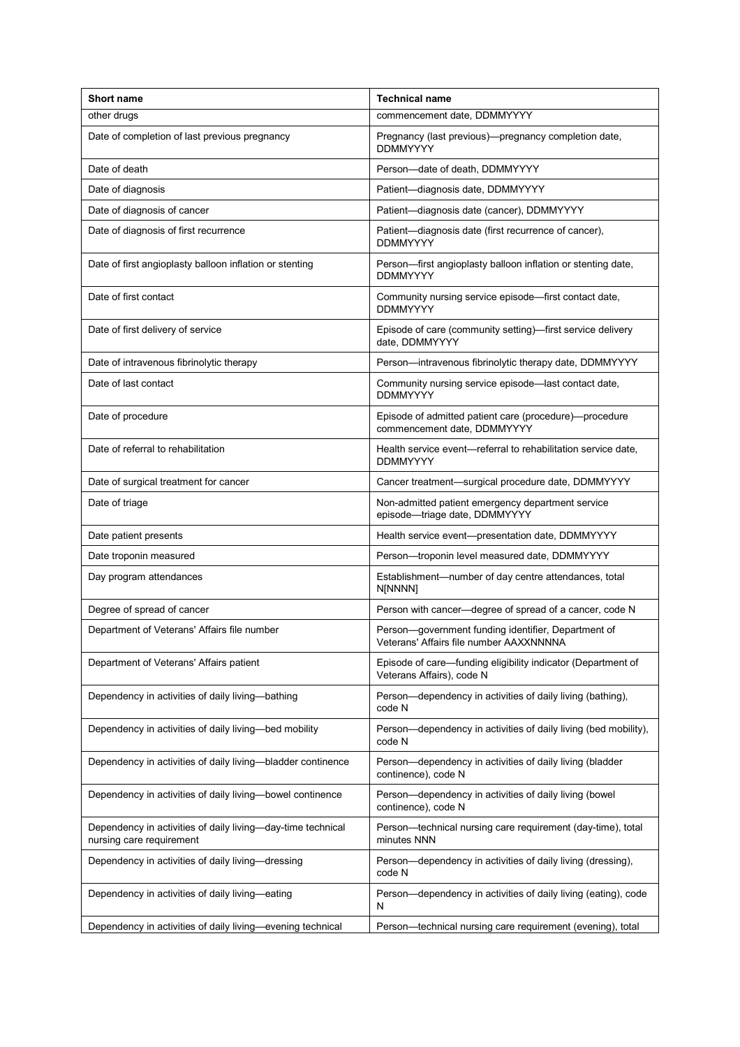| Short name | Technical name |
|---|---|
| other drugs | commencement date, DDMMYYYY |
| Date of completion of last previous pregnancy | Pregnancy (last previous)—pregnancy completion date, DDMMYYYY |
| Date of death | Person—date of death, DDMMYYYY |
| Date of diagnosis | Patient—diagnosis date, DDMMYYYY |
| Date of diagnosis of cancer | Patient—diagnosis date (cancer), DDMMYYYY |
| Date of diagnosis of first recurrence | Patient—diagnosis date (first recurrence of cancer), DDMMYYYY |
| Date of first angioplasty balloon inflation or stenting | Person—first angioplasty balloon inflation or stenting date, DDMMYYYY |
| Date of first contact | Community nursing service episode—first contact date, DDMMYYYY |
| Date of first delivery of service | Episode of care (community setting)—first service delivery date, DDMMYYYY |
| Date of intravenous fibrinolytic therapy | Person—intravenous fibrinolytic therapy date, DDMMYYYY |
| Date of last contact | Community nursing service episode—last contact date, DDMMYYYY |
| Date of procedure | Episode of admitted patient care (procedure)—procedure commencement date, DDMMYYYY |
| Date of referral to rehabilitation | Health service event—referral to rehabilitation service date, DDMMYYYY |
| Date of surgical treatment for cancer | Cancer treatment—surgical procedure date, DDMMYYYY |
| Date of triage | Non-admitted patient emergency department service episode—triage date, DDMMYYYY |
| Date patient presents | Health service event—presentation date, DDMMYYYY |
| Date troponin measured | Person—troponin level measured date, DDMMYYYY |
| Day program attendances | Establishment—number of day centre attendances, total N[NNNN] |
| Degree of spread of cancer | Person with cancer—degree of spread of a cancer, code N |
| Department of Veterans' Affairs file number | Person—government funding identifier, Department of Veterans' Affairs file number AAXXNNNNA |
| Department of Veterans' Affairs patient | Episode of care—funding eligibility indicator (Department of Veterans Affairs), code N |
| Dependency in activities of daily living—bathing | Person—dependency in activities of daily living (bathing), code N |
| Dependency in activities of daily living—bed mobility | Person—dependency in activities of daily living (bed mobility), code N |
| Dependency in activities of daily living—bladder continence | Person—dependency in activities of daily living (bladder continence), code N |
| Dependency in activities of daily living—bowel continence | Person—dependency in activities of daily living (bowel continence), code N |
| Dependency in activities of daily living—day-time technical nursing care requirement | Person—technical nursing care requirement (day-time), total minutes NNN |
| Dependency in activities of daily living—dressing | Person—dependency in activities of daily living (dressing), code N |
| Dependency in activities of daily living—eating | Person—dependency in activities of daily living (eating), code N |
| Dependency in activities of daily living—evening technical | Person—technical nursing care requirement (evening), total |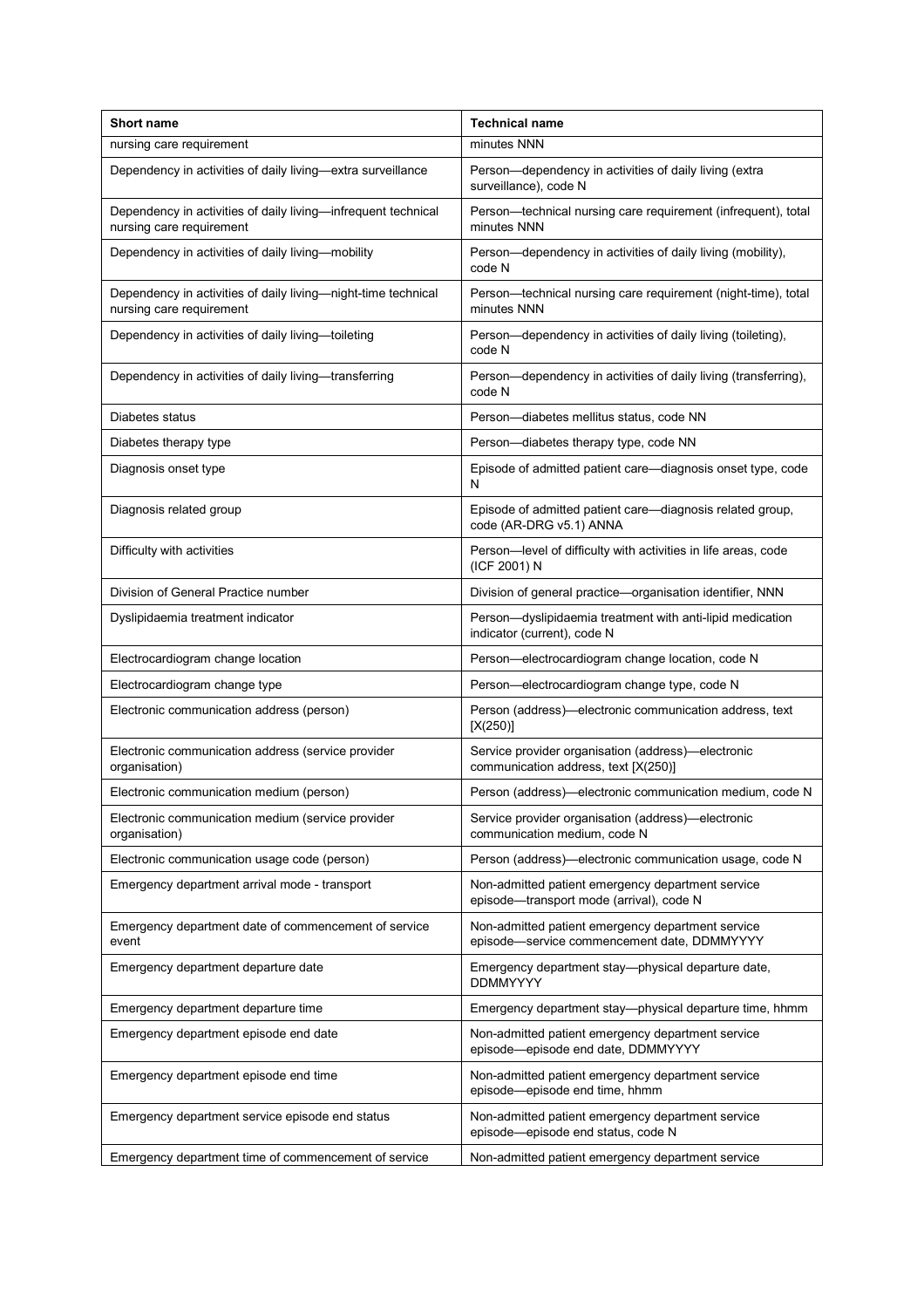| Short name | Technical name |
|---|---|
| nursing care requirement | minutes NNN |
| Dependency in activities of daily living—extra surveillance | Person—dependency in activities of daily living (extra surveillance), code N |
| Dependency in activities of daily living—infrequent technical nursing care requirement | Person—technical nursing care requirement (infrequent), total minutes NNN |
| Dependency in activities of daily living—mobility | Person—dependency in activities of daily living (mobility), code N |
| Dependency in activities of daily living—night-time technical nursing care requirement | Person—technical nursing care requirement (night-time), total minutes NNN |
| Dependency in activities of daily living—toileting | Person—dependency in activities of daily living (toileting), code N |
| Dependency in activities of daily living—transferring | Person—dependency in activities of daily living (transferring), code N |
| Diabetes status | Person—diabetes mellitus status, code NN |
| Diabetes therapy type | Person—diabetes therapy type, code NN |
| Diagnosis onset type | Episode of admitted patient care—diagnosis onset type, code N |
| Diagnosis related group | Episode of admitted patient care—diagnosis related group, code (AR-DRG v5.1) ANNA |
| Difficulty with activities | Person—level of difficulty with activities in life areas, code (ICF 2001) N |
| Division of General Practice number | Division of general practice—organisation identifier, NNN |
| Dyslipidaemia treatment indicator | Person—dyslipidaemia treatment with anti-lipid medication indicator (current), code N |
| Electrocardiogram change location | Person—electrocardiogram change location, code N |
| Electrocardiogram change type | Person—electrocardiogram change type, code N |
| Electronic communication address (person) | Person (address)—electronic communication address, text [X(250)] |
| Electronic communication address (service provider organisation) | Service provider organisation (address)—electronic communication address, text [X(250)] |
| Electronic communication medium (person) | Person (address)—electronic communication medium, code N |
| Electronic communication medium (service provider organisation) | Service provider organisation (address)—electronic communication medium, code N |
| Electronic communication usage code (person) | Person (address)—electronic communication usage, code N |
| Emergency department arrival mode - transport | Non-admitted patient emergency department service episode—transport mode (arrival), code N |
| Emergency department date of commencement of service event | Non-admitted patient emergency department service episode—service commencement date, DDMMYYYY |
| Emergency department departure date | Emergency department stay—physical departure date, DDMMYYYY |
| Emergency department departure time | Emergency department stay—physical departure time, hhmm |
| Emergency department episode end date | Non-admitted patient emergency department service episode—episode end date, DDMMYYYY |
| Emergency department episode end time | Non-admitted patient emergency department service episode—episode end time, hhmm |
| Emergency department service episode end status | Non-admitted patient emergency department service episode—episode end status, code N |
| Emergency department time of commencement of service | Non-admitted patient emergency department service |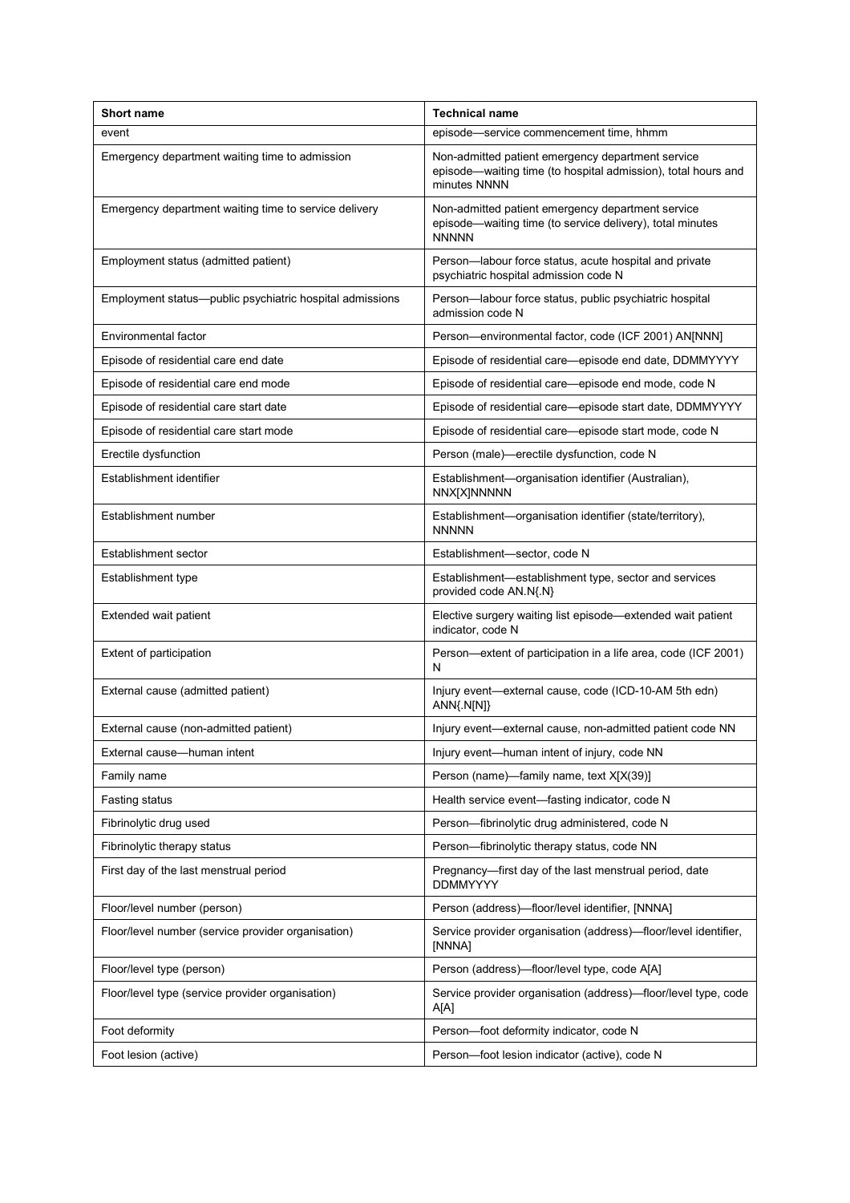| Short name | Technical name |
| --- | --- |
| event | episode—service commencement time, hhmm |
| Emergency department waiting time to admission | Non-admitted patient emergency department service episode—waiting time (to hospital admission), total hours and minutes NNNN |
| Emergency department waiting time to service delivery | Non-admitted patient emergency department service episode—waiting time (to service delivery), total minutes NNNNN |
| Employment status (admitted patient) | Person—labour force status, acute hospital and private psychiatric hospital admission code N |
| Employment status—public psychiatric hospital admissions | Person—labour force status, public psychiatric hospital admission code N |
| Environmental factor | Person—environmental factor, code (ICF 2001) AN[NNN] |
| Episode of residential care end date | Episode of residential care—episode end date, DDMMYYYY |
| Episode of residential care end mode | Episode of residential care—episode end mode, code N |
| Episode of residential care start date | Episode of residential care—episode start date, DDMMYYYY |
| Episode of residential care start mode | Episode of residential care—episode start mode, code N |
| Erectile dysfunction | Person (male)—erectile dysfunction, code N |
| Establishment identifier | Establishment—organisation identifier (Australian), NNX[X]NNNNN |
| Establishment number | Establishment—organisation identifier (state/territory), NNNNN |
| Establishment sector | Establishment—sector, code N |
| Establishment type | Establishment—establishment type, sector and services provided code AN.N{.N} |
| Extended wait patient | Elective surgery waiting list episode—extended wait patient indicator, code N |
| Extent of participation | Person—extent of participation in a life area, code (ICF 2001) N |
| External cause (admitted patient) | Injury event—external cause, code (ICD-10-AM 5th edn) ANN{.N[N]} |
| External cause (non-admitted patient) | Injury event—external cause, non-admitted patient code NN |
| External cause—human intent | Injury event—human intent of injury, code NN |
| Family name | Person (name)—family name, text X[X(39)] |
| Fasting status | Health service event—fasting indicator, code N |
| Fibrinolytic drug used | Person—fibrinolytic drug administered, code N |
| Fibrinolytic therapy status | Person—fibrinolytic therapy status, code NN |
| First day of the last menstrual period | Pregnancy—first day of the last menstrual period, date DDMMYYYY |
| Floor/level number (person) | Person (address)—floor/level identifier, [NNNA] |
| Floor/level number (service provider organisation) | Service provider organisation (address)—floor/level identifier, [NNNA] |
| Floor/level type (person) | Person (address)—floor/level type, code A[A] |
| Floor/level type (service provider organisation) | Service provider organisation (address)—floor/level type, code A[A] |
| Foot deformity | Person—foot deformity indicator, code N |
| Foot lesion (active) | Person—foot lesion indicator (active), code N |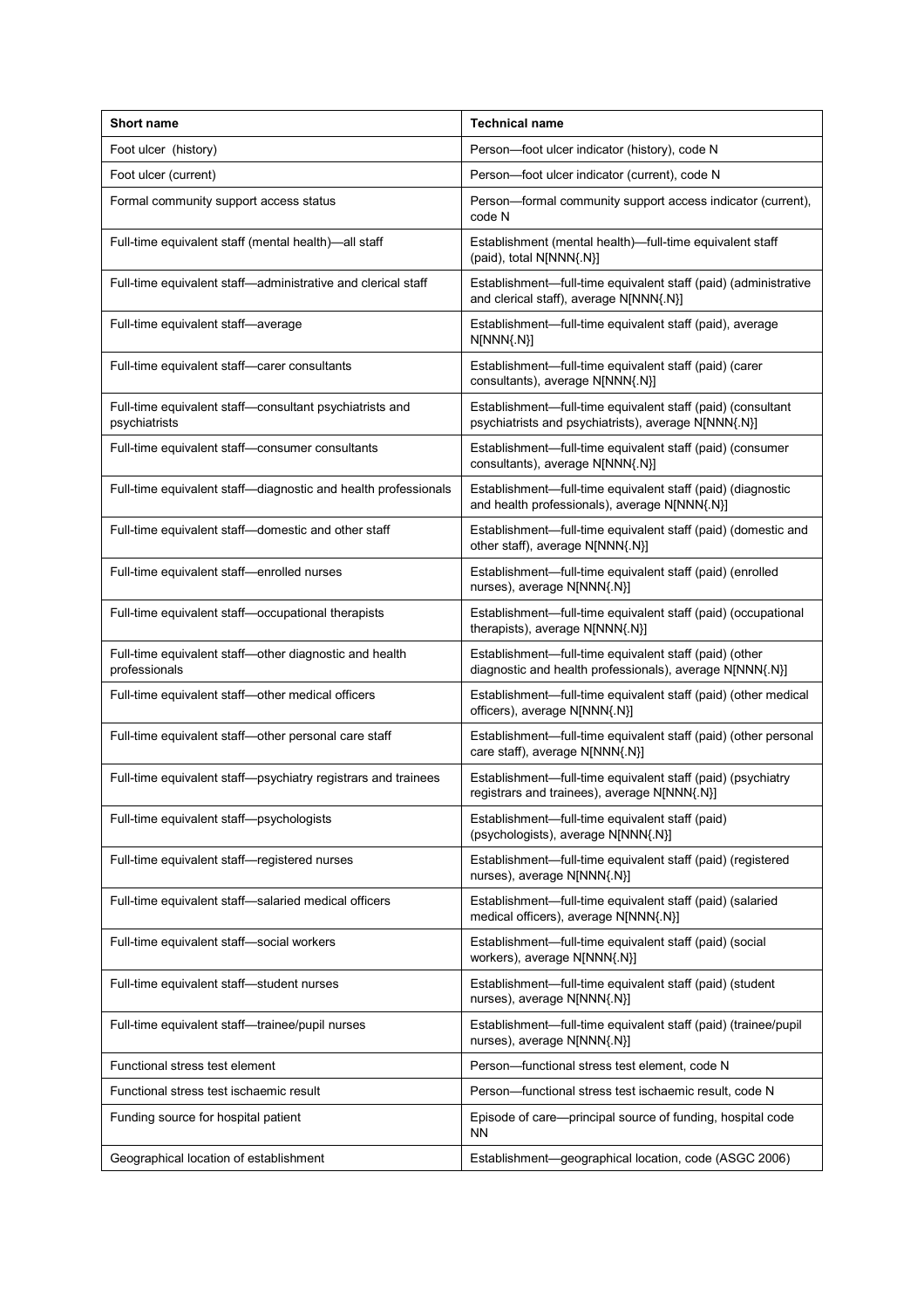| Short name | Technical name |
|---|---|
| Foot ulcer (history) | Person—foot ulcer indicator (history), code N |
| Foot ulcer (current) | Person—foot ulcer indicator (current), code N |
| Formal community support access status | Person—formal community support access indicator (current), code N |
| Full-time equivalent staff (mental health)—all staff | Establishment (mental health)—full-time equivalent staff (paid), total N[NNN{.N}] |
| Full-time equivalent staff—administrative and clerical staff | Establishment—full-time equivalent staff (paid) (administrative and clerical staff), average N[NNN{.N}] |
| Full-time equivalent staff—average | Establishment—full-time equivalent staff (paid), average N[NNN{.N}] |
| Full-time equivalent staff—carer consultants | Establishment—full-time equivalent staff (paid) (carer consultants), average N[NNN{.N}] |
| Full-time equivalent staff—consultant psychiatrists and psychiatrists | Establishment—full-time equivalent staff (paid) (consultant psychiatrists and psychiatrists), average N[NNN{.N}] |
| Full-time equivalent staff—consumer consultants | Establishment—full-time equivalent staff (paid) (consumer consultants), average N[NNN{.N}] |
| Full-time equivalent staff—diagnostic and health professionals | Establishment—full-time equivalent staff (paid) (diagnostic and health professionals), average N[NNN{.N}] |
| Full-time equivalent staff—domestic and other staff | Establishment—full-time equivalent staff (paid) (domestic and other staff), average N[NNN{.N}] |
| Full-time equivalent staff—enrolled nurses | Establishment—full-time equivalent staff (paid) (enrolled nurses), average N[NNN{.N}] |
| Full-time equivalent staff—occupational therapists | Establishment—full-time equivalent staff (paid) (occupational therapists), average N[NNN{.N}] |
| Full-time equivalent staff—other diagnostic and health professionals | Establishment—full-time equivalent staff (paid) (other diagnostic and health professionals), average N[NNN{.N}] |
| Full-time equivalent staff—other medical officers | Establishment—full-time equivalent staff (paid) (other medical officers), average N[NNN{.N}] |
| Full-time equivalent staff—other personal care staff | Establishment—full-time equivalent staff (paid) (other personal care staff), average N[NNN{.N}] |
| Full-time equivalent staff—psychiatry registrars and trainees | Establishment—full-time equivalent staff (paid) (psychiatry registrars and trainees), average N[NNN{.N}] |
| Full-time equivalent staff—psychologists | Establishment—full-time equivalent staff (paid) (psychologists), average N[NNN{.N}] |
| Full-time equivalent staff—registered nurses | Establishment—full-time equivalent staff (paid) (registered nurses), average N[NNN{.N}] |
| Full-time equivalent staff—salaried medical officers | Establishment—full-time equivalent staff (paid) (salaried medical officers), average N[NNN{.N}] |
| Full-time equivalent staff—social workers | Establishment—full-time equivalent staff (paid) (social workers), average N[NNN{.N}] |
| Full-time equivalent staff—student nurses | Establishment—full-time equivalent staff (paid) (student nurses), average N[NNN{.N}] |
| Full-time equivalent staff—trainee/pupil nurses | Establishment—full-time equivalent staff (paid) (trainee/pupil nurses), average N[NNN{.N}] |
| Functional stress test element | Person—functional stress test element, code N |
| Functional stress test ischaemic result | Person—functional stress test ischaemic result, code N |
| Funding source for hospital patient | Episode of care—principal source of funding, hospital code NN |
| Geographical location of establishment | Establishment—geographical location, code (ASGC 2006) |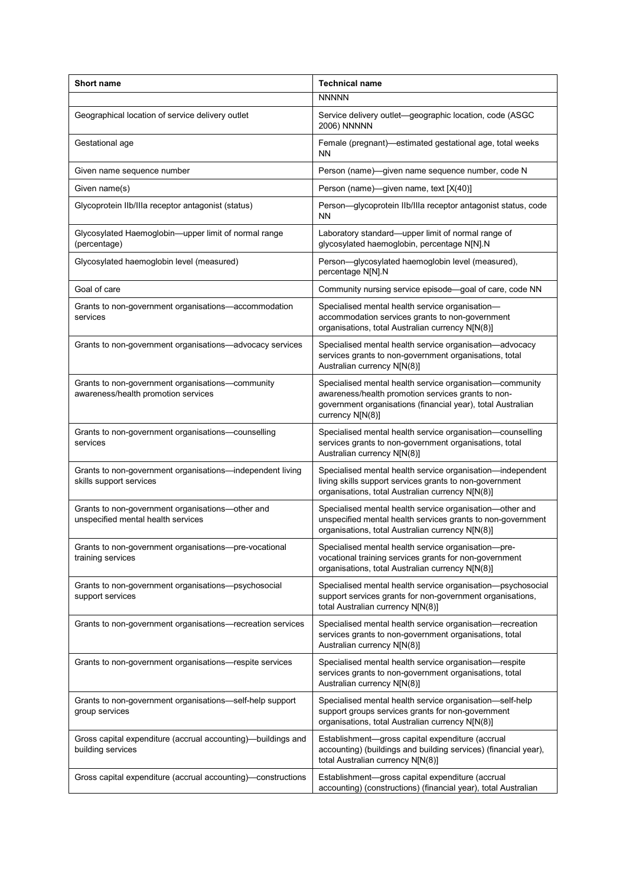| Short name | Technical name |
|---|---|
| | NNNNN |
| Geographical location of service delivery outlet | Service delivery outlet—geographic location, code (ASGC 2006) NNNNN |
| Gestational age | Female (pregnant)—estimated gestational age, total weeks NN |
| Given name sequence number | Person (name)—given name sequence number, code N |
| Given name(s) | Person (name)—given name, text [X(40)] |
| Glycoprotein IIb/IIIa receptor antagonist (status) | Person—glycoprotein IIb/IIIa receptor antagonist status, code NN |
| Glycosylated Haemoglobin—upper limit of normal range (percentage) | Laboratory standard—upper limit of normal range of glycosylated haemoglobin, percentage N[N].N |
| Glycosylated haemoglobin level (measured) | Person—glycosylated haemoglobin level (measured), percentage N[N].N |
| Goal of care | Community nursing service episode—goal of care, code NN |
| Grants to non-government organisations—accommodation services | Specialised mental health service organisation—accommodation services grants to non-government organisations, total Australian currency N[N(8)] |
| Grants to non-government organisations—advocacy services | Specialised mental health service organisation—advocacy services grants to non-government organisations, total Australian currency N[N(8)] |
| Grants to non-government organisations—community awareness/health promotion services | Specialised mental health service organisation—community awareness/health promotion services grants to non-government organisations (financial year), total Australian currency N[N(8)] |
| Grants to non-government organisations—counselling services | Specialised mental health service organisation—counselling services grants to non-government organisations, total Australian currency N[N(8)] |
| Grants to non-government organisations—independent living skills support services | Specialised mental health service organisation—independent living skills support services grants to non-government organisations, total Australian currency N[N(8)] |
| Grants to non-government organisations—other and unspecified mental health services | Specialised mental health service organisation—other and unspecified mental health services grants to non-government organisations, total Australian currency N[N(8)] |
| Grants to non-government organisations—pre-vocational training services | Specialised mental health service organisation—pre-vocational training services grants for non-government organisations, total Australian currency N[N(8)] |
| Grants to non-government organisations—psychosocial support services | Specialised mental health service organisation—psychosocial support services grants for non-government organisations, total Australian currency N[N(8)] |
| Grants to non-government organisations—recreation services | Specialised mental health service organisation—recreation services grants to non-government organisations, total Australian currency N[N(8)] |
| Grants to non-government organisations—respite services | Specialised mental health service organisation—respite services grants to non-government organisations, total Australian currency N[N(8)] |
| Grants to non-government organisations—self-help support group services | Specialised mental health service organisation—self-help support groups services grants for non-government organisations, total Australian currency N[N(8)] |
| Gross capital expenditure (accrual accounting)—buildings and building services | Establishment—gross capital expenditure (accrual accounting) (buildings and building services) (financial year), total Australian currency N[N(8)] |
| Gross capital expenditure (accrual accounting)—constructions | Establishment—gross capital expenditure (accrual accounting) (constructions) (financial year), total Australian |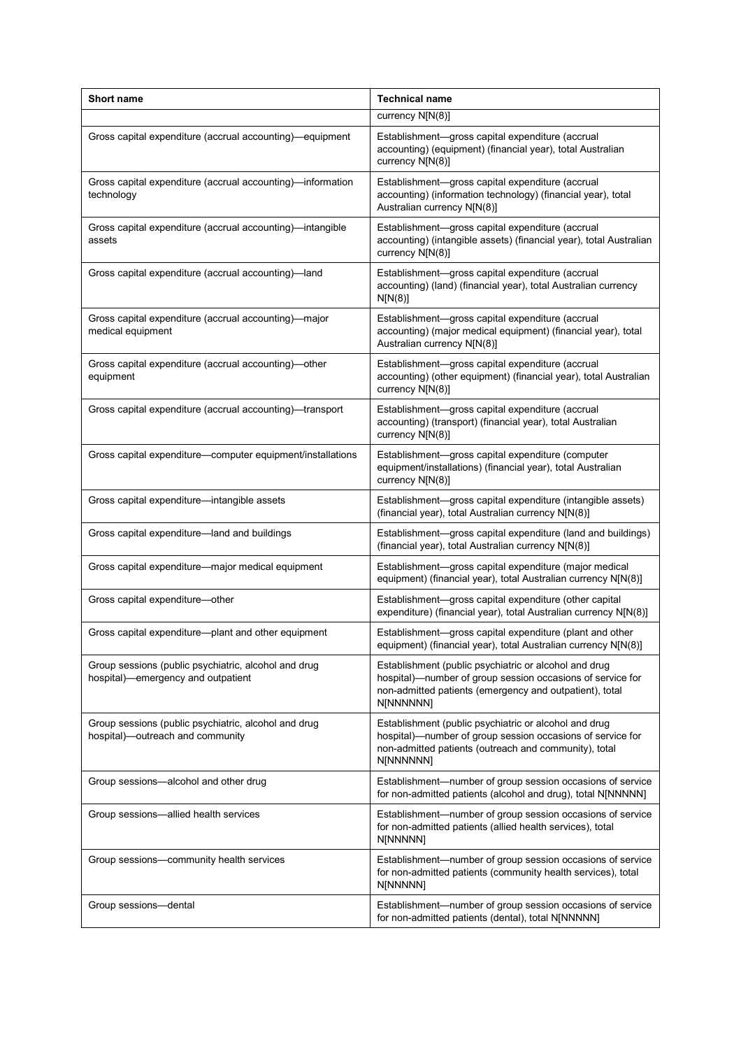| Short name | Technical name |
| --- | --- |
| | currency N[N(8)] |
| Gross capital expenditure (accrual accounting)—equipment | Establishment—gross capital expenditure (accrual accounting) (equipment) (financial year), total Australian currency N[N(8)] |
| Gross capital expenditure (accrual accounting)—information technology | Establishment—gross capital expenditure (accrual accounting) (information technology) (financial year), total Australian currency N[N(8)] |
| Gross capital expenditure (accrual accounting)—intangible assets | Establishment—gross capital expenditure (accrual accounting) (intangible assets) (financial year), total Australian currency N[N(8)] |
| Gross capital expenditure (accrual accounting)—land | Establishment—gross capital expenditure (accrual accounting) (land) (financial year), total Australian currency N[N(8)] |
| Gross capital expenditure (accrual accounting)—major medical equipment | Establishment—gross capital expenditure (accrual accounting) (major medical equipment) (financial year), total Australian currency N[N(8)] |
| Gross capital expenditure (accrual accounting)—other equipment | Establishment—gross capital expenditure (accrual accounting) (other equipment) (financial year), total Australian currency N[N(8)] |
| Gross capital expenditure (accrual accounting)—transport | Establishment—gross capital expenditure (accrual accounting) (transport) (financial year), total Australian currency N[N(8)] |
| Gross capital expenditure—computer equipment/installations | Establishment—gross capital expenditure (computer equipment/installations) (financial year), total Australian currency N[N(8)] |
| Gross capital expenditure—intangible assets | Establishment—gross capital expenditure (intangible assets) (financial year), total Australian currency N[N(8)] |
| Gross capital expenditure—land and buildings | Establishment—gross capital expenditure (land and buildings) (financial year), total Australian currency N[N(8)] |
| Gross capital expenditure—major medical equipment | Establishment—gross capital expenditure (major medical equipment) (financial year), total Australian currency N[N(8)] |
| Gross capital expenditure—other | Establishment—gross capital expenditure (other capital expenditure) (financial year), total Australian currency N[N(8)] |
| Gross capital expenditure—plant and other equipment | Establishment—gross capital expenditure (plant and other equipment) (financial year), total Australian currency N[N(8)] |
| Group sessions (public psychiatric, alcohol and drug hospital)—emergency and outpatient | Establishment (public psychiatric or alcohol and drug hospital)—number of group session occasions of service for non-admitted patients (emergency and outpatient), total N[NNNNNN] |
| Group sessions (public psychiatric, alcohol and drug hospital)—outreach and community | Establishment (public psychiatric or alcohol and drug hospital)—number of group session occasions of service for non-admitted patients (outreach and community), total N[NNNNNN] |
| Group sessions—alcohol and other drug | Establishment—number of group session occasions of service for non-admitted patients (alcohol and drug), total N[NNNNN] |
| Group sessions—allied health services | Establishment—number of group session occasions of service for non-admitted patients (allied health services), total N[NNNNN] |
| Group sessions—community health services | Establishment—number of group session occasions of service for non-admitted patients (community health services), total N[NNNNN] |
| Group sessions—dental | Establishment—number of group session occasions of service for non-admitted patients (dental), total N[NNNNN] |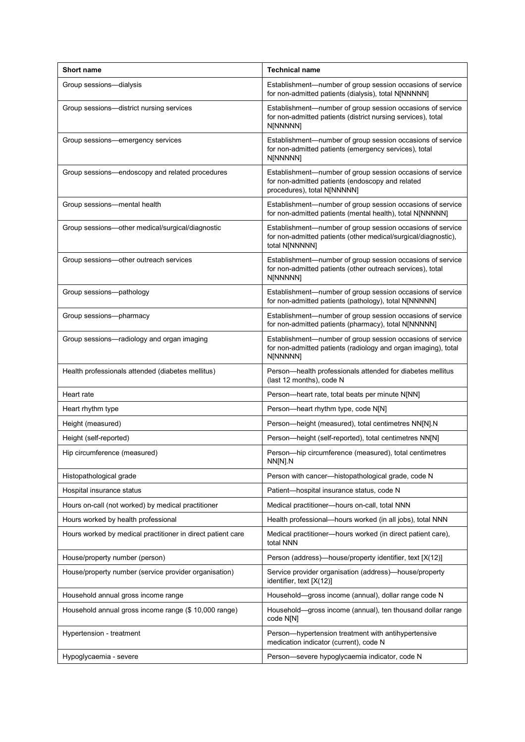| Short name | Technical name |
| --- | --- |
| Group sessions—dialysis | Establishment—number of group session occasions of service for non-admitted patients (dialysis), total N[NNNNN] |
| Group sessions—district nursing services | Establishment—number of group session occasions of service for non-admitted patients (district nursing services), total N[NNNNN] |
| Group sessions—emergency services | Establishment—number of group session occasions of service for non-admitted patients (emergency services), total N[NNNNN] |
| Group sessions—endoscopy and related procedures | Establishment—number of group session occasions of service for non-admitted patients (endoscopy and related procedures), total N[NNNNN] |
| Group sessions—mental health | Establishment—number of group session occasions of service for non-admitted patients (mental health), total N[NNNNN] |
| Group sessions—other medical/surgical/diagnostic | Establishment—number of group session occasions of service for non-admitted patients (other medical/surgical/diagnostic), total N[NNNNN] |
| Group sessions—other outreach services | Establishment—number of group session occasions of service for non-admitted patients (other outreach services), total N[NNNNN] |
| Group sessions—pathology | Establishment—number of group session occasions of service for non-admitted patients (pathology), total N[NNNNN] |
| Group sessions—pharmacy | Establishment—number of group session occasions of service for non-admitted patients (pharmacy), total N[NNNNN] |
| Group sessions—radiology and organ imaging | Establishment—number of group session occasions of service for non-admitted patients (radiology and organ imaging), total N[NNNNN] |
| Health professionals attended (diabetes mellitus) | Person—health professionals attended for diabetes mellitus (last 12 months), code N |
| Heart rate | Person—heart rate, total beats per minute N[NN] |
| Heart rhythm type | Person—heart rhythm type, code N[N] |
| Height (measured) | Person—height (measured), total centimetres NN[N].N |
| Height (self-reported) | Person—height (self-reported), total centimetres NN[N] |
| Hip circumference (measured) | Person—hip circumference (measured), total centimetres NN[N].N |
| Histopathological grade | Person with cancer—histopathological grade, code N |
| Hospital insurance status | Patient—hospital insurance status, code N |
| Hours on-call (not worked) by medical practitioner | Medical practitioner—hours on-call, total NNN |
| Hours worked by health professional | Health professional—hours worked (in all jobs), total NNN |
| Hours worked by medical practitioner in direct patient care | Medical practitioner—hours worked (in direct patient care), total NNN |
| House/property number (person) | Person (address)—house/property identifier, text [X(12)] |
| House/property number (service provider organisation) | Service provider organisation (address)—house/property identifier, text [X(12)] |
| Household annual gross income range | Household—gross income (annual), dollar range code N |
| Household annual gross income range ($ 10,000 range) | Household—gross income (annual), ten thousand dollar range code N[N] |
| Hypertension - treatment | Person—hypertension treatment with antihypertensive medication indicator (current), code N |
| Hypoglycaemia - severe | Person—severe hypoglycaemia indicator, code N |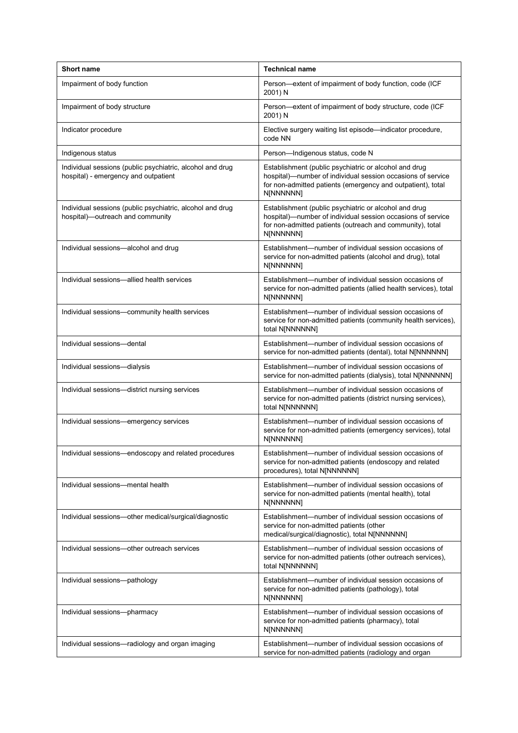| Short name | Technical name |
| --- | --- |
| Impairment of body function | Person—extent of impairment of body function, code (ICF 2001) N |
| Impairment of body structure | Person—extent of impairment of body structure, code (ICF 2001) N |
| Indicator procedure | Elective surgery waiting list episode—indicator procedure, code NN |
| Indigenous status | Person—Indigenous status, code N |
| Individual sessions (public psychiatric, alcohol and drug hospital) - emergency and outpatient | Establishment (public psychiatric or alcohol and drug hospital)—number of individual session occasions of service for non-admitted patients (emergency and outpatient), total N[NNNNNN] |
| Individual sessions (public psychiatric, alcohol and drug hospital)—outreach and community | Establishment (public psychiatric or alcohol and drug hospital)—number of individual session occasions of service for non-admitted patients (outreach and community), total N[NNNNNN] |
| Individual sessions—alcohol and drug | Establishment—number of individual session occasions of service for non-admitted patients (alcohol and drug), total N[NNNNNN] |
| Individual sessions—allied health services | Establishment—number of individual session occasions of service for non-admitted patients (allied health services), total N[NNNNNN] |
| Individual sessions—community health services | Establishment—number of individual session occasions of service for non-admitted patients (community health services), total N[NNNNNN] |
| Individual sessions—dental | Establishment—number of individual session occasions of service for non-admitted patients (dental), total N[NNNNNN] |
| Individual sessions—dialysis | Establishment—number of individual session occasions of service for non-admitted patients (dialysis), total N[NNNNNN] |
| Individual sessions—district nursing services | Establishment—number of individual session occasions of service for non-admitted patients (district nursing services), total N[NNNNNN] |
| Individual sessions—emergency services | Establishment—number of individual session occasions of service for non-admitted patients (emergency services), total N[NNNNNN] |
| Individual sessions—endoscopy and related procedures | Establishment—number of individual session occasions of service for non-admitted patients (endoscopy and related procedures), total N[NNNNNN] |
| Individual sessions—mental health | Establishment—number of individual session occasions of service for non-admitted patients (mental health), total N[NNNNNN] |
| Individual sessions—other medical/surgical/diagnostic | Establishment—number of individual session occasions of service for non-admitted patients (other medical/surgical/diagnostic), total N[NNNNNN] |
| Individual sessions—other outreach services | Establishment—number of individual session occasions of service for non-admitted patients (other outreach services), total N[NNNNNN] |
| Individual sessions—pathology | Establishment—number of individual session occasions of service for non-admitted patients (pathology), total N[NNNNNN] |
| Individual sessions—pharmacy | Establishment—number of individual session occasions of service for non-admitted patients (pharmacy), total N[NNNNNN] |
| Individual sessions—radiology and organ imaging | Establishment—number of individual session occasions of service for non-admitted patients (radiology and organ |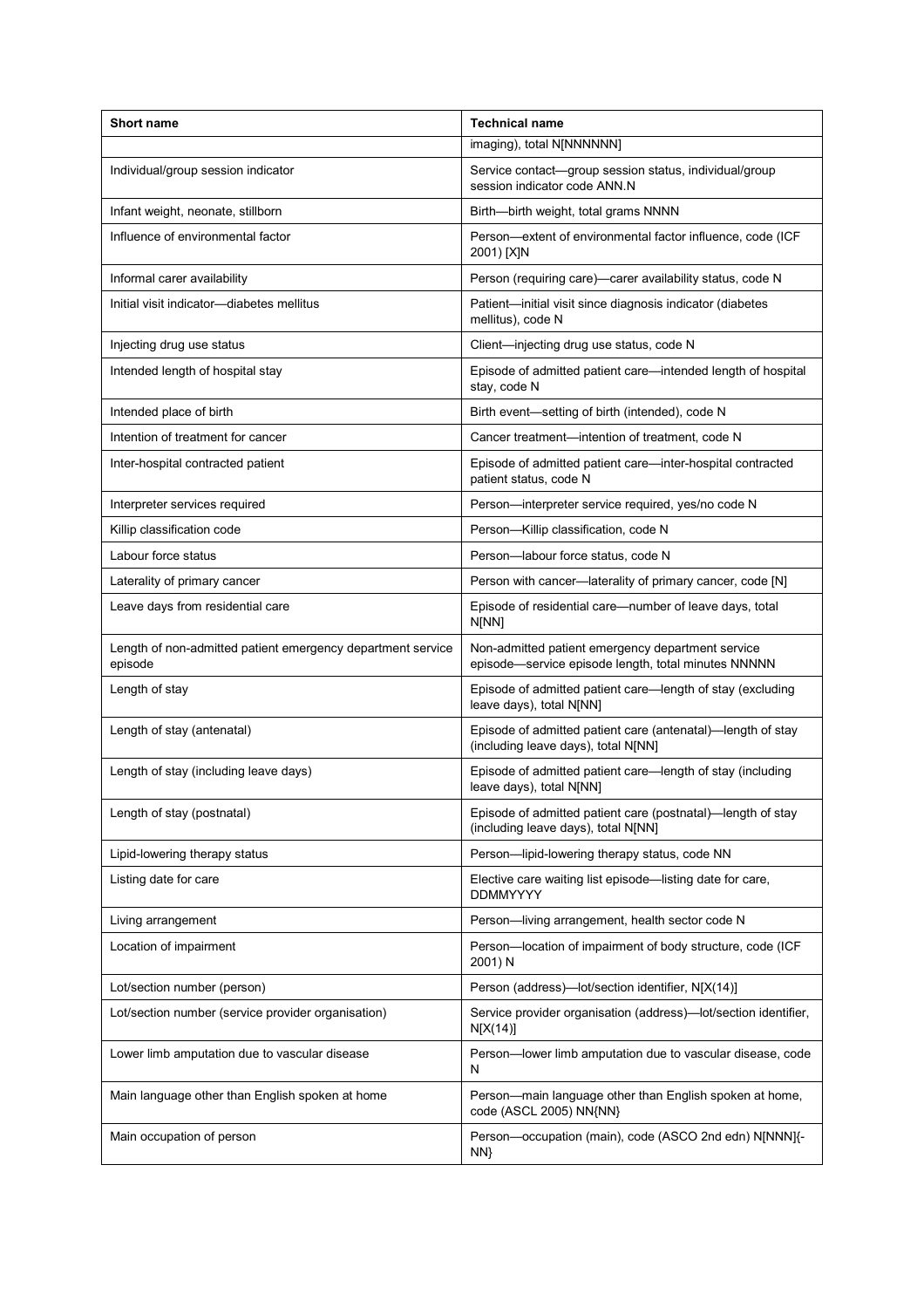| Short name | Technical name |
|---|---|
| | imaging), total N[NNNNNN] |
| Individual/group session indicator | Service contact—group session status, individual/group session indicator code ANN.N |
| Infant weight, neonate, stillborn | Birth—birth weight, total grams NNNN |
| Influence of environmental factor | Person—extent of environmental factor influence, code (ICF 2001) [X]N |
| Informal carer availability | Person (requiring care)—carer availability status, code N |
| Initial visit indicator—diabetes mellitus | Patient—initial visit since diagnosis indicator (diabetes mellitus), code N |
| Injecting drug use status | Client—injecting drug use status, code N |
| Intended length of hospital stay | Episode of admitted patient care—intended length of hospital stay, code N |
| Intended place of birth | Birth event—setting of birth (intended), code N |
| Intention of treatment for cancer | Cancer treatment—intention of treatment, code N |
| Inter-hospital contracted patient | Episode of admitted patient care—inter-hospital contracted patient status, code N |
| Interpreter services required | Person—interpreter service required, yes/no code N |
| Killip classification code | Person—Killip classification, code N |
| Labour force status | Person—labour force status, code N |
| Laterality of primary cancer | Person with cancer—laterality of primary cancer, code [N] |
| Leave days from residential care | Episode of residential care—number of leave days, total N[NN] |
| Length of non-admitted patient emergency department service episode | Non-admitted patient emergency department service episode—service episode length, total minutes NNNNN |
| Length of stay | Episode of admitted patient care—length of stay (excluding leave days), total N[NN] |
| Length of stay (antenatal) | Episode of admitted patient care (antenatal)—length of stay (including leave days), total N[NN] |
| Length of stay (including leave days) | Episode of admitted patient care—length of stay (including leave days), total N[NN] |
| Length of stay (postnatal) | Episode of admitted patient care (postnatal)—length of stay (including leave days), total N[NN] |
| Lipid-lowering therapy status | Person—lipid-lowering therapy status, code NN |
| Listing date for care | Elective care waiting list episode—listing date for care, DDMMYYYY |
| Living arrangement | Person—living arrangement, health sector code N |
| Location of impairment | Person—location of impairment of body structure, code (ICF 2001) N |
| Lot/section number (person) | Person (address)—lot/section identifier, N[X(14)] |
| Lot/section number (service provider organisation) | Service provider organisation (address)—lot/section identifier, N[X(14)] |
| Lower limb amputation due to vascular disease | Person—lower limb amputation due to vascular disease, code N |
| Main language other than English spoken at home | Person—main language other than English spoken at home, code (ASCL 2005) NN{NN} |
| Main occupation of person | Person—occupation (main), code (ASCO 2nd edn) N[NNN]{-NN} |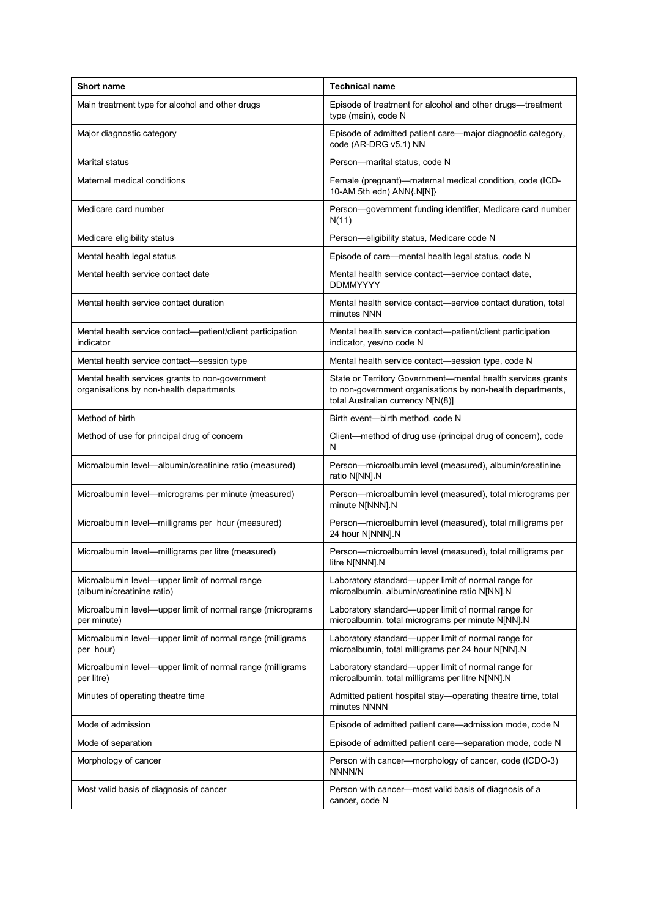| Short name | Technical name |
| --- | --- |
| Main treatment type for alcohol and other drugs | Episode of treatment for alcohol and other drugs—treatment type (main), code N |
| Major diagnostic category | Episode of admitted patient care—major diagnostic category, code (AR-DRG v5.1) NN |
| Marital status | Person—marital status, code N |
| Maternal medical conditions | Female (pregnant)—maternal medical condition, code (ICD-10-AM 5th edn) ANN{.N[N]} |
| Medicare card number | Person—government funding identifier, Medicare card number N(11) |
| Medicare eligibility status | Person—eligibility status, Medicare code N |
| Mental health legal status | Episode of care—mental health legal status, code N |
| Mental health service contact date | Mental health service contact—service contact date, DDMMYYYY |
| Mental health service contact duration | Mental health service contact—service contact duration, total minutes NNN |
| Mental health service contact—patient/client participation indicator | Mental health service contact—patient/client participation indicator, yes/no code N |
| Mental health service contact—session type | Mental health service contact—session type, code N |
| Mental health services grants to non-government organisations by non-health departments | State or Territory Government—mental health services grants to non-government organisations by non-health departments, total Australian currency N[N(8)] |
| Method of birth | Birth event—birth method, code N |
| Method of use for principal drug of concern | Client—method of drug use (principal drug of concern), code N |
| Microalbumin level—albumin/creatinine ratio (measured) | Person—microalbumin level (measured), albumin/creatinine ratio N[NN].N |
| Microalbumin level—micrograms per minute (measured) | Person—microalbumin level (measured), total micrograms per minute N[NNN].N |
| Microalbumin level—milligrams per hour (measured) | Person—microalbumin level (measured), total milligrams per 24 hour N[NNN].N |
| Microalbumin level—milligrams per litre (measured) | Person—microalbumin level (measured), total milligrams per litre N[NNN].N |
| Microalbumin level—upper limit of normal range (albumin/creatinine ratio) | Laboratory standard—upper limit of normal range for microalbumin, albumin/creatinine ratio N[NN].N |
| Microalbumin level—upper limit of normal range (micrograms per minute) | Laboratory standard—upper limit of normal range for microalbumin, total micrograms per minute N[NN].N |
| Microalbumin level—upper limit of normal range (milligrams per hour) | Laboratory standard—upper limit of normal range for microalbumin, total milligrams per 24 hour N[NN].N |
| Microalbumin level—upper limit of normal range (milligrams per litre) | Laboratory standard—upper limit of normal range for microalbumin, total milligrams per litre N[NN].N |
| Minutes of operating theatre time | Admitted patient hospital stay—operating theatre time, total minutes NNNN |
| Mode of admission | Episode of admitted patient care—admission mode, code N |
| Mode of separation | Episode of admitted patient care—separation mode, code N |
| Morphology of cancer | Person with cancer—morphology of cancer, code (ICDO-3) NNNN/N |
| Most valid basis of diagnosis of cancer | Person with cancer—most valid basis of diagnosis of a cancer, code N |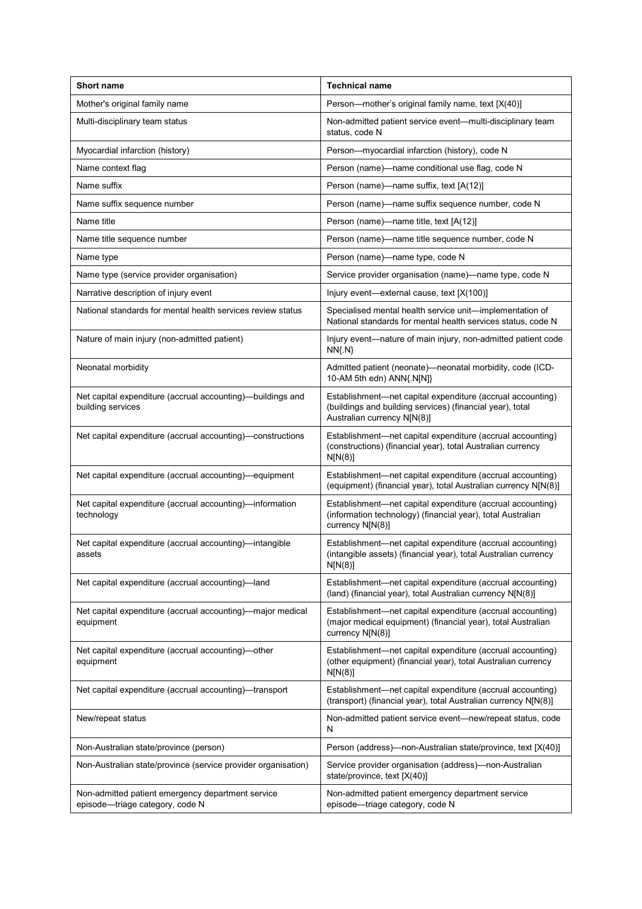| Short name | Technical name |
| --- | --- |
| Mother's original family name | Person—mother's original family name, text [X(40)] |
| Multi-disciplinary team status | Non-admitted patient service event—multi-disciplinary team status, code N |
| Myocardial infarction (history) | Person—myocardial infarction (history), code N |
| Name context flag | Person (name)—name conditional use flag, code N |
| Name suffix | Person (name)—name suffix, text [A(12)] |
| Name suffix sequence number | Person (name)—name suffix sequence number, code N |
| Name title | Person (name)—name title, text [A(12)] |
| Name title sequence number | Person (name)—name title sequence number, code N |
| Name type | Person (name)—name type, code N |
| Name type (service provider organisation) | Service provider organisation (name)—name type, code N |
| Narrative description of injury event | Injury event—external cause, text [X(100)] |
| National standards for mental health services review status | Specialised mental health service unit—implementation of National standards for mental health services status, code N |
| Nature of main injury (non-admitted patient) | Injury event—nature of main injury, non-admitted patient code NN{.N} |
| Neonatal morbidity | Admitted patient (neonate)—neonatal morbidity, code (ICD-10-AM 5th edn) ANN{.N[N]} |
| Net capital expenditure (accrual accounting)—buildings and building services | Establishment—net capital expenditure (accrual accounting) (buildings and building services) (financial year), total Australian currency N[N(8)] |
| Net capital expenditure (accrual accounting)—constructions | Establishment—net capital expenditure (accrual accounting) (constructions) (financial year), total Australian currency N[N(8)] |
| Net capital expenditure (accrual accounting)—equipment | Establishment—net capital expenditure (accrual accounting) (equipment) (financial year), total Australian currency N[N(8)] |
| Net capital expenditure (accrual accounting)—information technology | Establishment—net capital expenditure (accrual accounting) (information technology) (financial year), total Australian currency N[N(8)] |
| Net capital expenditure (accrual accounting)—intangible assets | Establishment—net capital expenditure (accrual accounting) (intangible assets) (financial year), total Australian currency N[N(8)] |
| Net capital expenditure (accrual accounting)—land | Establishment—net capital expenditure (accrual accounting) (land) (financial year), total Australian currency N[N(8)] |
| Net capital expenditure (accrual accounting)—major medical equipment | Establishment—net capital expenditure (accrual accounting) (major medical equipment) (financial year), total Australian currency N[N(8)] |
| Net capital expenditure (accrual accounting)—other equipment | Establishment—net capital expenditure (accrual accounting) (other equipment) (financial year), total Australian currency N[N(8)] |
| Net capital expenditure (accrual accounting)—transport | Establishment—net capital expenditure (accrual accounting) (transport) (financial year), total Australian currency N[N(8)] |
| New/repeat status | Non-admitted patient service event—new/repeat status, code N |
| Non-Australian state/province (person) | Person (address)—non-Australian state/province, text [X(40)] |
| Non-Australian state/province (service provider organisation) | Service provider organisation (address)—non-Australian state/province, text [X(40)] |
| Non-admitted patient emergency department service episode—triage category, code N | Non-admitted patient emergency department service episode—triage category, code N |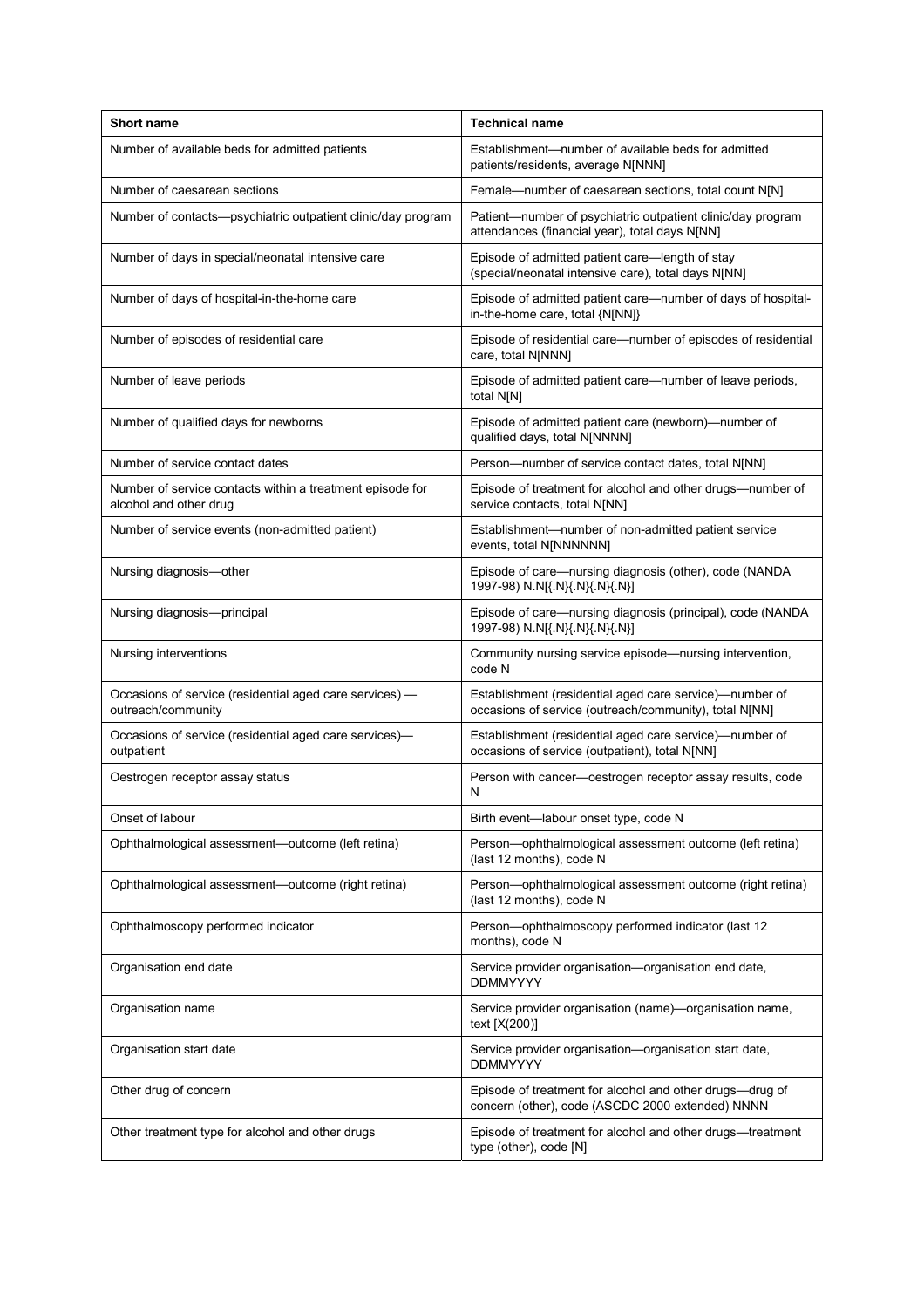| Short name | Technical name |
|---|---|
| Number of available beds for admitted patients | Establishment—number of available beds for admitted patients/residents, average N[NNN] |
| Number of caesarean sections | Female—number of caesarean sections, total count N[N] |
| Number of contacts—psychiatric outpatient clinic/day program | Patient—number of psychiatric outpatient clinic/day program attendances (financial year), total days N[NN] |
| Number of days in special/neonatal intensive care | Episode of admitted patient care—length of stay (special/neonatal intensive care), total days N[NN] |
| Number of days of hospital-in-the-home care | Episode of admitted patient care—number of days of hospital-in-the-home care, total {N[NN]} |
| Number of episodes of residential care | Episode of residential care—number of episodes of residential care, total N[NNN] |
| Number of leave periods | Episode of admitted patient care—number of leave periods, total N[N] |
| Number of qualified days for newborns | Episode of admitted patient care (newborn)—number of qualified days, total N[NNNN] |
| Number of service contact dates | Person—number of service contact dates, total N[NN] |
| Number of service contacts within a treatment episode for alcohol and other drug | Episode of treatment for alcohol and other drugs—number of service contacts, total N[NN] |
| Number of service events (non-admitted patient) | Establishment—number of non-admitted patient service events, total N[NNNNNN] |
| Nursing diagnosis—other | Episode of care—nursing diagnosis (other), code (NANDA 1997-98) N.N[{.N}{.N}{.N}{.N}] |
| Nursing diagnosis—principal | Episode of care—nursing diagnosis (principal), code (NANDA 1997-98) N.N[{.N}{.N}{.N}{.N}] |
| Nursing interventions | Community nursing service episode—nursing intervention, code N |
| Occasions of service (residential aged care services) —outreach/community | Establishment (residential aged care service)—number of occasions of service (outreach/community), total N[NN] |
| Occasions of service (residential aged care services)—outpatient | Establishment (residential aged care service)—number of occasions of service (outpatient), total N[NN] |
| Oestrogen receptor assay status | Person with cancer—oestrogen receptor assay results, code N |
| Onset of labour | Birth event—labour onset type, code N |
| Ophthalmological assessment—outcome (left retina) | Person—ophthalmological assessment outcome (left retina) (last 12 months), code N |
| Ophthalmological assessment—outcome (right retina) | Person—ophthalmological assessment outcome (right retina) (last 12 months), code N |
| Ophthalmoscopy performed indicator | Person—ophthalmoscopy performed indicator (last 12 months), code N |
| Organisation end date | Service provider organisation—organisation end date, DDMMYYYY |
| Organisation name | Service provider organisation (name)—organisation name, text [X(200)] |
| Organisation start date | Service provider organisation—organisation start date, DDMMYYYY |
| Other drug of concern | Episode of treatment for alcohol and other drugs—drug of concern (other), code (ASCDC 2000 extended) NNNN |
| Other treatment type for alcohol and other drugs | Episode of treatment for alcohol and other drugs—treatment type (other), code [N] |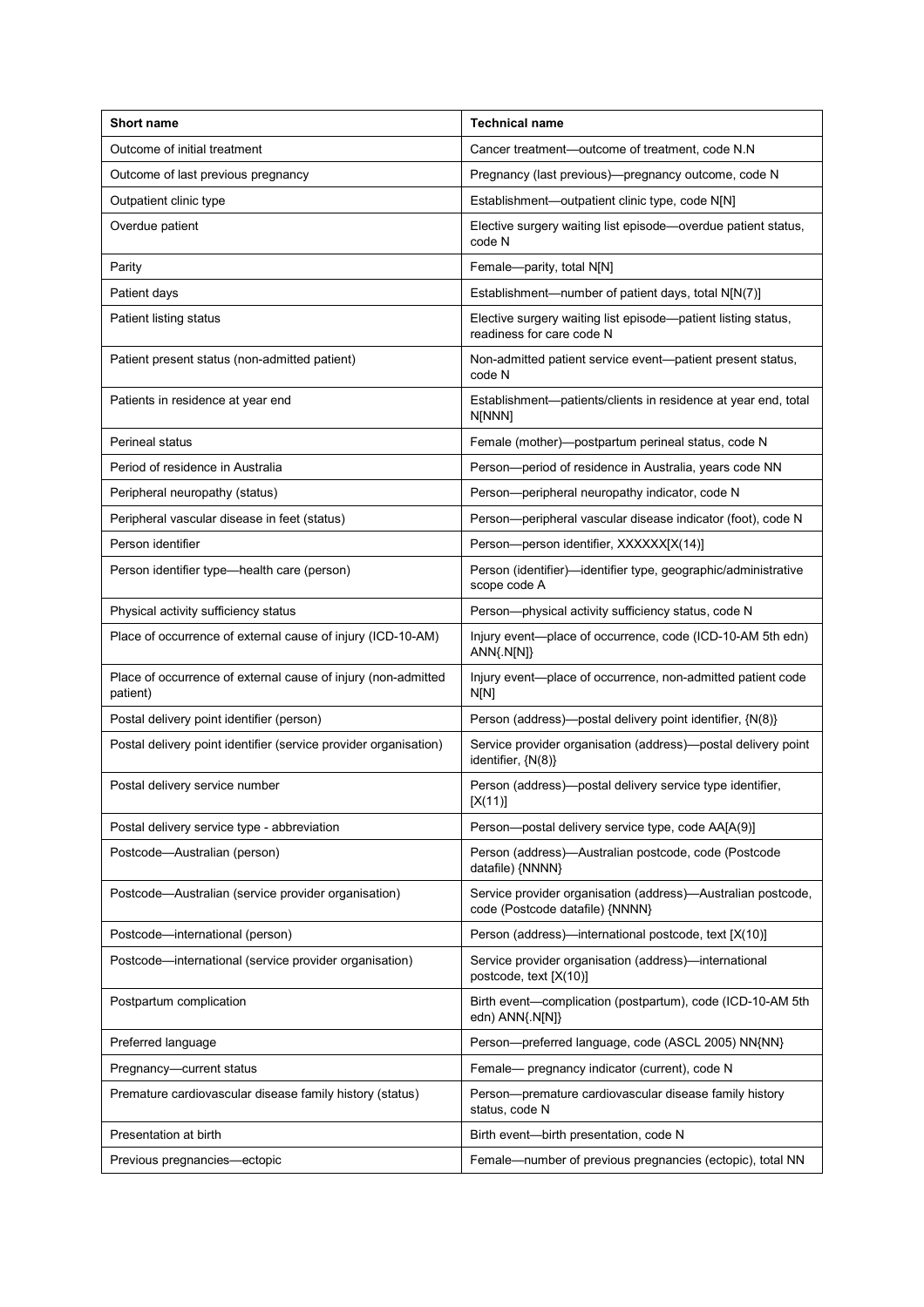| Short name | Technical name |
| --- | --- |
| Outcome of initial treatment | Cancer treatment—outcome of treatment, code N.N |
| Outcome of last previous pregnancy | Pregnancy (last previous)—pregnancy outcome, code N |
| Outpatient clinic type | Establishment—outpatient clinic type, code N[N] |
| Overdue patient | Elective surgery waiting list episode—overdue patient status, code N |
| Parity | Female—parity, total N[N] |
| Patient days | Establishment—number of patient days, total N[N(7)] |
| Patient listing status | Elective surgery waiting list episode—patient listing status, readiness for care code N |
| Patient present status (non-admitted patient) | Non-admitted patient service event—patient present status, code N |
| Patients in residence at year end | Establishment—patients/clients in residence at year end, total N[NNN] |
| Perineal status | Female (mother)—postpartum perineal status, code N |
| Period of residence in Australia | Person—period of residence in Australia, years code NN |
| Peripheral neuropathy (status) | Person—peripheral neuropathy indicator, code N |
| Peripheral vascular disease in feet (status) | Person—peripheral vascular disease indicator (foot), code N |
| Person identifier | Person—person identifier, XXXXXX[X(14)] |
| Person identifier type—health care (person) | Person (identifier)—identifier type, geographic/administrative scope code A |
| Physical activity sufficiency status | Person—physical activity sufficiency status, code N |
| Place of occurrence of external cause of injury (ICD-10-AM) | Injury event—place of occurrence, code (ICD-10-AM 5th edn) ANN{.N[N]} |
| Place of occurrence of external cause of injury (non-admitted patient) | Injury event—place of occurrence, non-admitted patient code N[N] |
| Postal delivery point identifier (person) | Person (address)—postal delivery point identifier, {N(8)} |
| Postal delivery point identifier (service provider organisation) | Service provider organisation (address)—postal delivery point identifier, {N(8)} |
| Postal delivery service number | Person (address)—postal delivery service type identifier, [X(11)] |
| Postal delivery service type - abbreviation | Person—postal delivery service type, code AA[A(9)] |
| Postcode—Australian (person) | Person (address)—Australian postcode, code (Postcode datafile) {NNNN} |
| Postcode—Australian (service provider organisation) | Service provider organisation (address)—Australian postcode, code (Postcode datafile) {NNNN} |
| Postcode—international (person) | Person (address)—international postcode, text [X(10)] |
| Postcode—international (service provider organisation) | Service provider organisation (address)—international postcode, text [X(10)] |
| Postpartum complication | Birth event—complication (postpartum), code (ICD-10-AM 5th edn) ANN{.N[N]} |
| Preferred language | Person—preferred language, code (ASCL 2005) NN{NN} |
| Pregnancy—current status | Female— pregnancy indicator (current), code N |
| Premature cardiovascular disease family history (status) | Person—premature cardiovascular disease family history status, code N |
| Presentation at birth | Birth event—birth presentation, code N |
| Previous pregnancies—ectopic | Female—number of previous pregnancies (ectopic), total NN |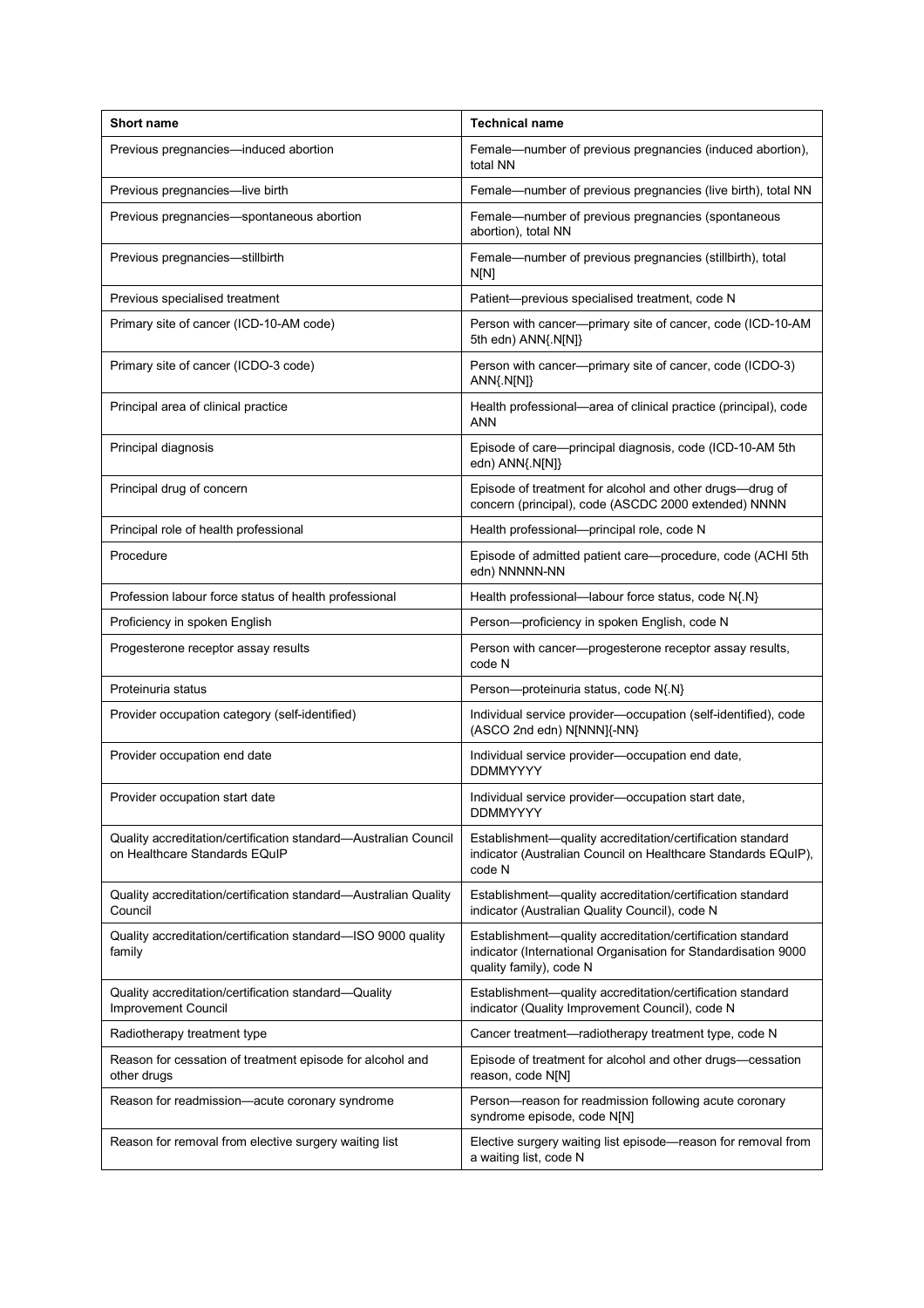| Short name | Technical name |
| --- | --- |
| Previous pregnancies—induced abortion | Female—number of previous pregnancies (induced abortion), total NN |
| Previous pregnancies—live birth | Female—number of previous pregnancies (live birth), total NN |
| Previous pregnancies—spontaneous abortion | Female—number of previous pregnancies (spontaneous abortion), total NN |
| Previous pregnancies—stillbirth | Female—number of previous pregnancies (stillbirth), total N[N] |
| Previous specialised treatment | Patient—previous specialised treatment, code N |
| Primary site of cancer (ICD-10-AM code) | Person with cancer—primary site of cancer, code (ICD-10-AM 5th edn) ANN{.N[N]} |
| Primary site of cancer (ICDO-3 code) | Person with cancer—primary site of cancer, code (ICDO-3) ANN{.N[N]} |
| Principal area of clinical practice | Health professional—area of clinical practice (principal), code ANN |
| Principal diagnosis | Episode of care—principal diagnosis, code (ICD-10-AM 5th edn) ANN{.N[N]} |
| Principal drug of concern | Episode of treatment for alcohol and other drugs—drug of concern (principal), code (ASCDC 2000 extended) NNNN |
| Principal role of health professional | Health professional—principal role, code N |
| Procedure | Episode of admitted patient care—procedure, code (ACHI 5th edn) NNNNN-NN |
| Profession labour force status of health professional | Health professional—labour force status, code N{.N} |
| Proficiency in spoken English | Person—proficiency in spoken English, code N |
| Progesterone receptor assay results | Person with cancer—progesterone receptor assay results, code N |
| Proteinuria status | Person—proteinuria status, code N{.N} |
| Provider occupation category (self-identified) | Individual service provider—occupation (self-identified), code (ASCO 2nd edn) N[NNN]{-NN} |
| Provider occupation end date | Individual service provider—occupation end date, DDMMYYYY |
| Provider occupation start date | Individual service provider—occupation start date, DDMMYYYY |
| Quality accreditation/certification standard—Australian Council on Healthcare Standards EQuIP | Establishment—quality accreditation/certification standard indicator (Australian Council on Healthcare Standards EQuIP), code N |
| Quality accreditation/certification standard—Australian Quality Council | Establishment—quality accreditation/certification standard indicator (Australian Quality Council), code N |
| Quality accreditation/certification standard—ISO 9000 quality family | Establishment—quality accreditation/certification standard indicator (International Organisation for Standardisation 9000 quality family), code N |
| Quality accreditation/certification standard—Quality Improvement Council | Establishment—quality accreditation/certification standard indicator (Quality Improvement Council), code N |
| Radiotherapy treatment type | Cancer treatment—radiotherapy treatment type, code N |
| Reason for cessation of treatment episode for alcohol and other drugs | Episode of treatment for alcohol and other drugs—cessation reason, code N[N] |
| Reason for readmission—acute coronary syndrome | Person—reason for readmission following acute coronary syndrome episode, code N[N] |
| Reason for removal from elective surgery waiting list | Elective surgery waiting list episode—reason for removal from a waiting list, code N |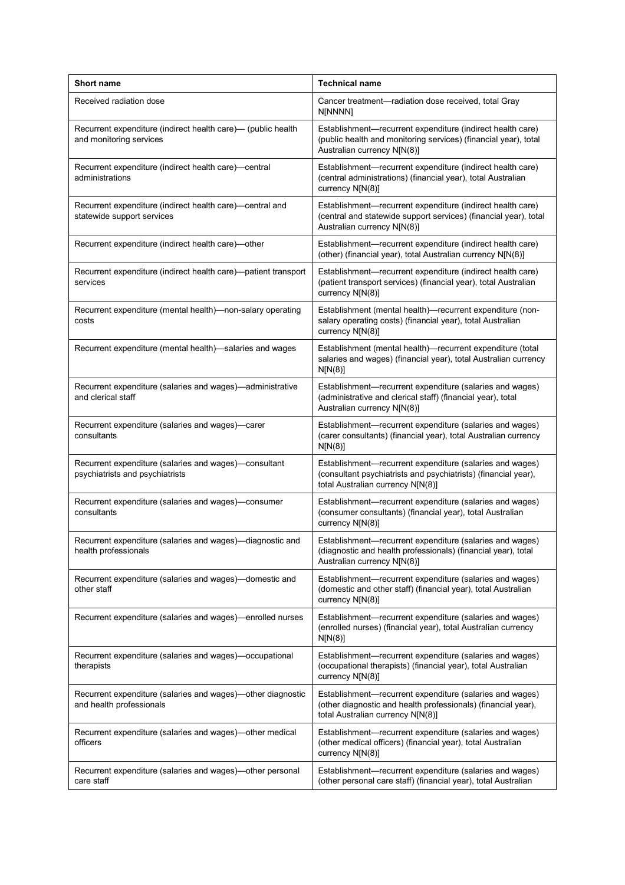| Short name | Technical name |
| --- | --- |
| Received radiation dose | Cancer treatment—radiation dose received, total Gray N[NNNN] |
| Recurrent expenditure (indirect health care)— (public health and monitoring services) | Establishment—recurrent expenditure (indirect health care) (public health and monitoring services) (financial year), total Australian currency N[N(8)] |
| Recurrent expenditure (indirect health care)—central administrations | Establishment—recurrent expenditure (indirect health care) (central administrations) (financial year), total Australian currency N[N(8)] |
| Recurrent expenditure (indirect health care)—central and statewide support services | Establishment—recurrent expenditure (indirect health care) (central and statewide support services) (financial year), total Australian currency N[N(8)] |
| Recurrent expenditure (indirect health care)—other | Establishment—recurrent expenditure (indirect health care) (other) (financial year), total Australian currency N[N(8)] |
| Recurrent expenditure (indirect health care)—patient transport services | Establishment—recurrent expenditure (indirect health care) (patient transport services) (financial year), total Australian currency N[N(8)] |
| Recurrent expenditure (mental health)—non-salary operating costs | Establishment (mental health)—recurrent expenditure (non-salary operating costs) (financial year), total Australian currency N[N(8)] |
| Recurrent expenditure (mental health)—salaries and wages | Establishment (mental health)—recurrent expenditure (total salaries and wages) (financial year), total Australian currency N[N(8)] |
| Recurrent expenditure (salaries and wages)—administrative and clerical staff | Establishment—recurrent expenditure (salaries and wages) (administrative and clerical staff) (financial year), total Australian currency N[N(8)] |
| Recurrent expenditure (salaries and wages)—carer consultants | Establishment—recurrent expenditure (salaries and wages) (carer consultants) (financial year), total Australian currency N[N(8)] |
| Recurrent expenditure (salaries and wages)—consultant psychiatrists and psychiatrists | Establishment—recurrent expenditure (salaries and wages) (consultant psychiatrists and psychiatrists) (financial year), total Australian currency N[N(8)] |
| Recurrent expenditure (salaries and wages)—consumer consultants | Establishment—recurrent expenditure (salaries and wages) (consumer consultants) (financial year), total Australian currency N[N(8)] |
| Recurrent expenditure (salaries and wages)—diagnostic and health professionals | Establishment—recurrent expenditure (salaries and wages) (diagnostic and health professionals) (financial year), total Australian currency N[N(8)] |
| Recurrent expenditure (salaries and wages)—domestic and other staff | Establishment—recurrent expenditure (salaries and wages) (domestic and other staff) (financial year), total Australian currency N[N(8)] |
| Recurrent expenditure (salaries and wages)—enrolled nurses | Establishment—recurrent expenditure (salaries and wages) (enrolled nurses) (financial year), total Australian currency N[N(8)] |
| Recurrent expenditure (salaries and wages)—occupational therapists | Establishment—recurrent expenditure (salaries and wages) (occupational therapists) (financial year), total Australian currency N[N(8)] |
| Recurrent expenditure (salaries and wages)—other diagnostic and health professionals | Establishment—recurrent expenditure (salaries and wages) (other diagnostic and health professionals) (financial year), total Australian currency N[N(8)] |
| Recurrent expenditure (salaries and wages)—other medical officers | Establishment—recurrent expenditure (salaries and wages) (other medical officers) (financial year), total Australian currency N[N(8)] |
| Recurrent expenditure (salaries and wages)—other personal care staff | Establishment—recurrent expenditure (salaries and wages) (other personal care staff) (financial year), total Australian |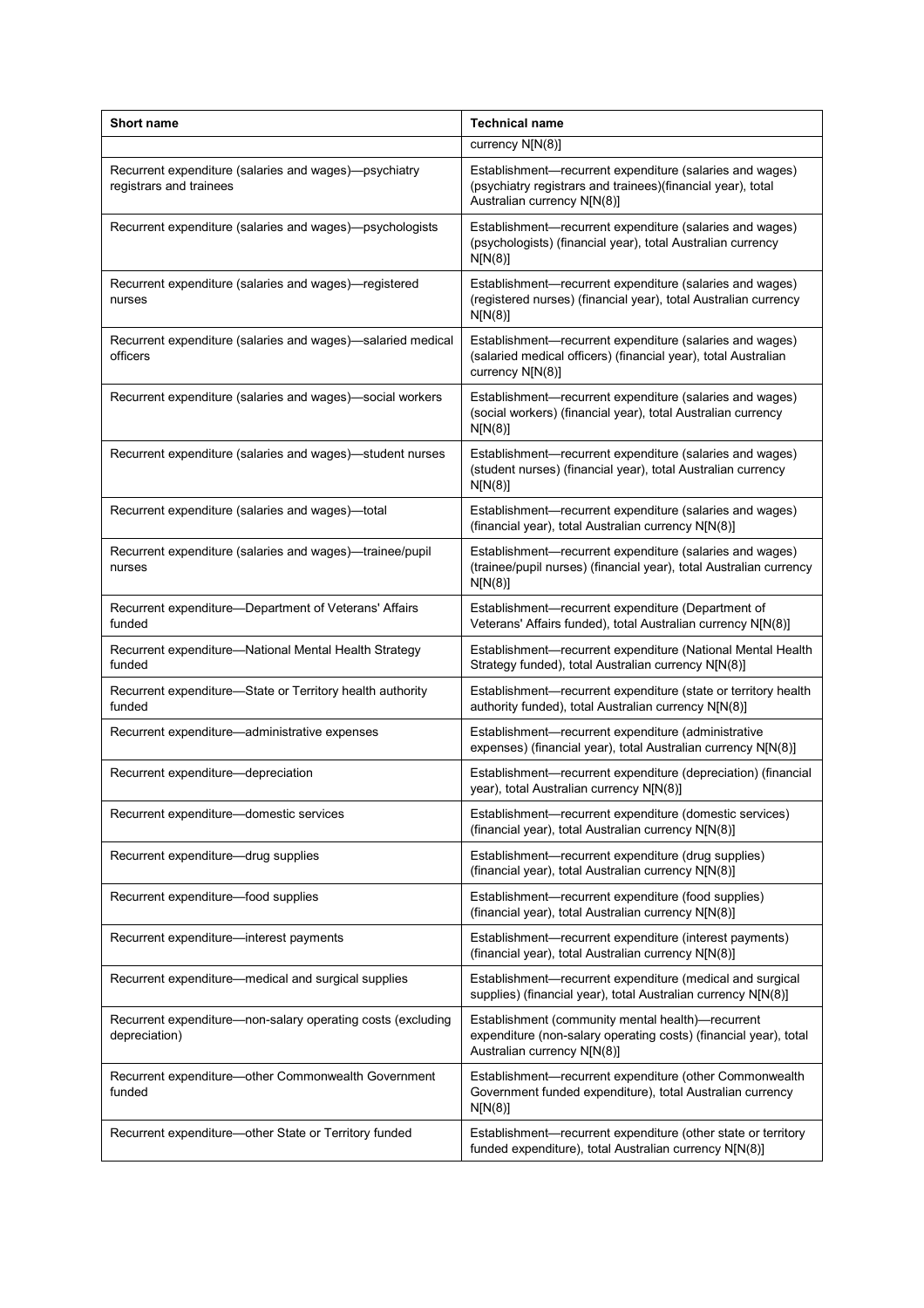| Short name | Technical name |
| --- | --- |
|  | currency N[N(8)] |
| Recurrent expenditure (salaries and wages)—psychiatry registrars and trainees | Establishment—recurrent expenditure (salaries and wages) (psychiatry registrars and trainees)(financial year), total Australian currency N[N(8)] |
| Recurrent expenditure (salaries and wages)—psychologists | Establishment—recurrent expenditure (salaries and wages) (psychologists) (financial year), total Australian currency N[N(8)] |
| Recurrent expenditure (salaries and wages)—registered nurses | Establishment—recurrent expenditure (salaries and wages) (registered nurses) (financial year), total Australian currency N[N(8)] |
| Recurrent expenditure (salaries and wages)—salaried medical officers | Establishment—recurrent expenditure (salaries and wages) (salaried medical officers) (financial year), total Australian currency N[N(8)] |
| Recurrent expenditure (salaries and wages)—social workers | Establishment—recurrent expenditure (salaries and wages) (social workers) (financial year), total Australian currency N[N(8)] |
| Recurrent expenditure (salaries and wages)—student nurses | Establishment—recurrent expenditure (salaries and wages) (student nurses) (financial year), total Australian currency N[N(8)] |
| Recurrent expenditure (salaries and wages)—total | Establishment—recurrent expenditure (salaries and wages) (financial year), total Australian currency N[N(8)] |
| Recurrent expenditure (salaries and wages)—trainee/pupil nurses | Establishment—recurrent expenditure (salaries and wages) (trainee/pupil nurses) (financial year), total Australian currency N[N(8)] |
| Recurrent expenditure—Department of Veterans' Affairs funded | Establishment—recurrent expenditure (Department of Veterans' Affairs funded), total Australian currency N[N(8)] |
| Recurrent expenditure—National Mental Health Strategy funded | Establishment—recurrent expenditure (National Mental Health Strategy funded), total Australian currency N[N(8)] |
| Recurrent expenditure—State or Territory health authority funded | Establishment—recurrent expenditure (state or territory health authority funded), total Australian currency N[N(8)] |
| Recurrent expenditure—administrative expenses | Establishment—recurrent expenditure (administrative expenses) (financial year), total Australian currency N[N(8)] |
| Recurrent expenditure—depreciation | Establishment—recurrent expenditure (depreciation) (financial year), total Australian currency N[N(8)] |
| Recurrent expenditure—domestic services | Establishment—recurrent expenditure (domestic services) (financial year), total Australian currency N[N(8)] |
| Recurrent expenditure—drug supplies | Establishment—recurrent expenditure (drug supplies) (financial year), total Australian currency N[N(8)] |
| Recurrent expenditure—food supplies | Establishment—recurrent expenditure (food supplies) (financial year), total Australian currency N[N(8)] |
| Recurrent expenditure—interest payments | Establishment—recurrent expenditure (interest payments) (financial year), total Australian currency N[N(8)] |
| Recurrent expenditure—medical and surgical supplies | Establishment—recurrent expenditure (medical and surgical supplies) (financial year), total Australian currency N[N(8)] |
| Recurrent expenditure—non-salary operating costs (excluding depreciation) | Establishment (community mental health)—recurrent expenditure (non-salary operating costs) (financial year), total Australian currency N[N(8)] |
| Recurrent expenditure—other Commonwealth Government funded | Establishment—recurrent expenditure (other Commonwealth Government funded expenditure), total Australian currency N[N(8)] |
| Recurrent expenditure—other State or Territory funded | Establishment—recurrent expenditure (other state or territory funded expenditure), total Australian currency N[N(8)] |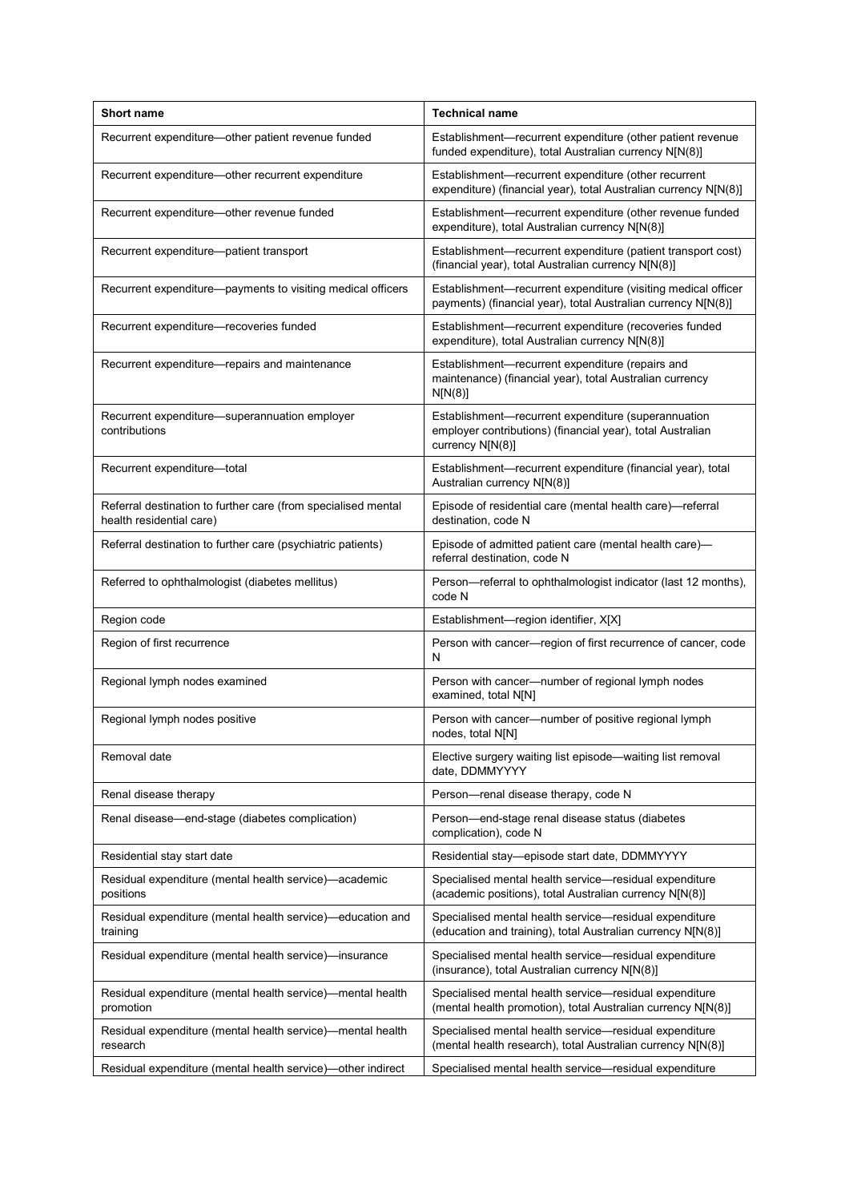| Short name | Technical name |
|---|---|
| Recurrent expenditure—other patient revenue funded | Establishment—recurrent expenditure (other patient revenue funded expenditure), total Australian currency N[N(8)] |
| Recurrent expenditure—other recurrent expenditure | Establishment—recurrent expenditure (other recurrent expenditure) (financial year), total Australian currency N[N(8)] |
| Recurrent expenditure—other revenue funded | Establishment—recurrent expenditure (other revenue funded expenditure), total Australian currency N[N(8)] |
| Recurrent expenditure—patient transport | Establishment—recurrent expenditure (patient transport cost) (financial year), total Australian currency N[N(8)] |
| Recurrent expenditure—payments to visiting medical officers | Establishment—recurrent expenditure (visiting medical officer payments) (financial year), total Australian currency N[N(8)] |
| Recurrent expenditure—recoveries funded | Establishment—recurrent expenditure (recoveries funded expenditure), total Australian currency N[N(8)] |
| Recurrent expenditure—repairs and maintenance | Establishment—recurrent expenditure (repairs and maintenance) (financial year), total Australian currency N[N(8)] |
| Recurrent expenditure—superannuation employer contributions | Establishment—recurrent expenditure (superannuation employer contributions) (financial year), total Australian currency N[N(8)] |
| Recurrent expenditure—total | Establishment—recurrent expenditure (financial year), total Australian currency N[N(8)] |
| Referral destination to further care (from specialised mental health residential care) | Episode of residential care (mental health care)—referral destination, code N |
| Referral destination to further care (psychiatric patients) | Episode of admitted patient care (mental health care)—referral destination, code N |
| Referred to ophthalmologist (diabetes mellitus) | Person—referral to ophthalmologist indicator (last 12 months), code N |
| Region code | Establishment—region identifier, X[X] |
| Region of first recurrence | Person with cancer—region of first recurrence of cancer, code N |
| Regional lymph nodes examined | Person with cancer—number of regional lymph nodes examined, total N[N] |
| Regional lymph nodes positive | Person with cancer—number of positive regional lymph nodes, total N[N] |
| Removal date | Elective surgery waiting list episode—waiting list removal date, DDMMYYYY |
| Renal disease therapy | Person—renal disease therapy, code N |
| Renal disease—end-stage (diabetes complication) | Person—end-stage renal disease status (diabetes complication), code N |
| Residential stay start date | Residential stay—episode start date, DDMMYYYY |
| Residual expenditure (mental health service)—academic positions | Specialised mental health service—residual expenditure (academic positions), total Australian currency N[N(8)] |
| Residual expenditure (mental health service)—education and training | Specialised mental health service—residual expenditure (education and training), total Australian currency N[N(8)] |
| Residual expenditure (mental health service)—insurance | Specialised mental health service—residual expenditure (insurance), total Australian currency N[N(8)] |
| Residual expenditure (mental health service)—mental health promotion | Specialised mental health service—residual expenditure (mental health promotion), total Australian currency N[N(8)] |
| Residual expenditure (mental health service)—mental health research | Specialised mental health service—residual expenditure (mental health research), total Australian currency N[N(8)] |
| Residual expenditure (mental health service)—other indirect | Specialised mental health service—residual expenditure |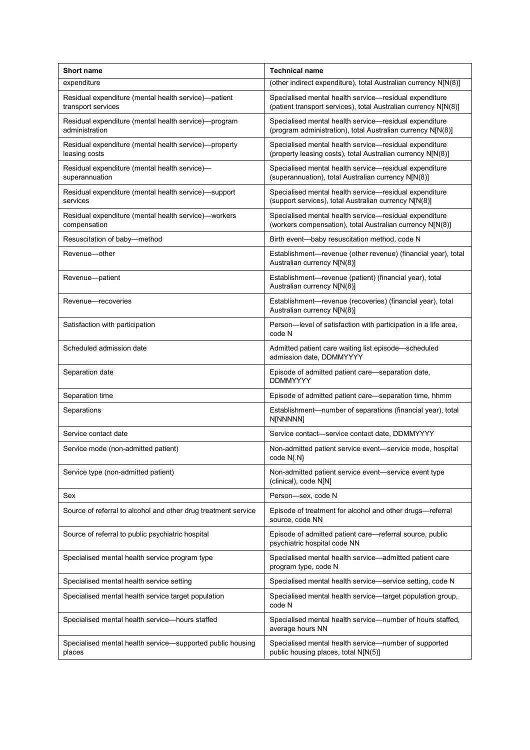| Short name | Technical name |
|---|---|
| expenditure | (other indirect expenditure), total Australian currency N[N(8)] |
| Residual expenditure (mental health service)—patient transport services | Specialised mental health service—residual expenditure (patient transport services), total Australian currency N[N(8)] |
| Residual expenditure (mental health service)—program administration | Specialised mental health service—residual expenditure (program administration), total Australian currency N[N(8)] |
| Residual expenditure (mental health service)—property leasing costs | Specialised mental health service—residual expenditure (property leasing costs), total Australian currency N[N(8)] |
| Residual expenditure (mental health service)—superannuation | Specialised mental health service—residual expenditure (superannuation), total Australian currency N[N(8)] |
| Residual expenditure (mental health service)—support services | Specialised mental health service—residual expenditure (support services), total Australian currency N[N(8)] |
| Residual expenditure (mental health service)—workers compensation | Specialised mental health service—residual expenditure (workers compensation), total Australian currency N[N(8)] |
| Resuscitation of baby—method | Birth event—baby resuscitation method, code N |
| Revenue—other | Establishment—revenue (other revenue) (financial year), total Australian currency N[N(8)] |
| Revenue—patient | Establishment—revenue (patient) (financial year), total Australian currency N[N(8)] |
| Revenue—recoveries | Establishment—revenue (recoveries) (financial year), total Australian currency N[N(8)] |
| Satisfaction with participation | Person—level of satisfaction with participation in a life area, code N |
| Scheduled admission date | Admitted patient care waiting list episode—scheduled admission date, DDMMYYYY |
| Separation date | Episode of admitted patient care—separation date, DDMMYYYY |
| Separation time | Episode of admitted patient care—separation time, hhmm |
| Separations | Establishment—number of separations (financial year), total N[NNNNN] |
| Service contact date | Service contact—service contact date, DDMMYYYY |
| Service mode (non-admitted patient) | Non-admitted patient service event—service mode, hospital code N{.N} |
| Service type (non-admitted patient) | Non-admitted patient service event—service event type (clinical), code N[N] |
| Sex | Person—sex, code N |
| Source of referral to alcohol and other drug treatment service | Episode of treatment for alcohol and other drugs—referral source, code NN |
| Source of referral to public psychiatric hospital | Episode of admitted patient care—referral source, public psychiatric hospital code NN |
| Specialised mental health service program type | Specialised mental health service—admitted patient care program type, code N |
| Specialised mental health service setting | Specialised mental health service—service setting, code N |
| Specialised mental health service target population | Specialised mental health service—target population group, code N |
| Specialised mental health service—hours staffed | Specialised mental health service—number of hours staffed, average hours NN |
| Specialised mental health service—supported public housing places | Specialised mental health service—number of supported public housing places, total N[N(5)] |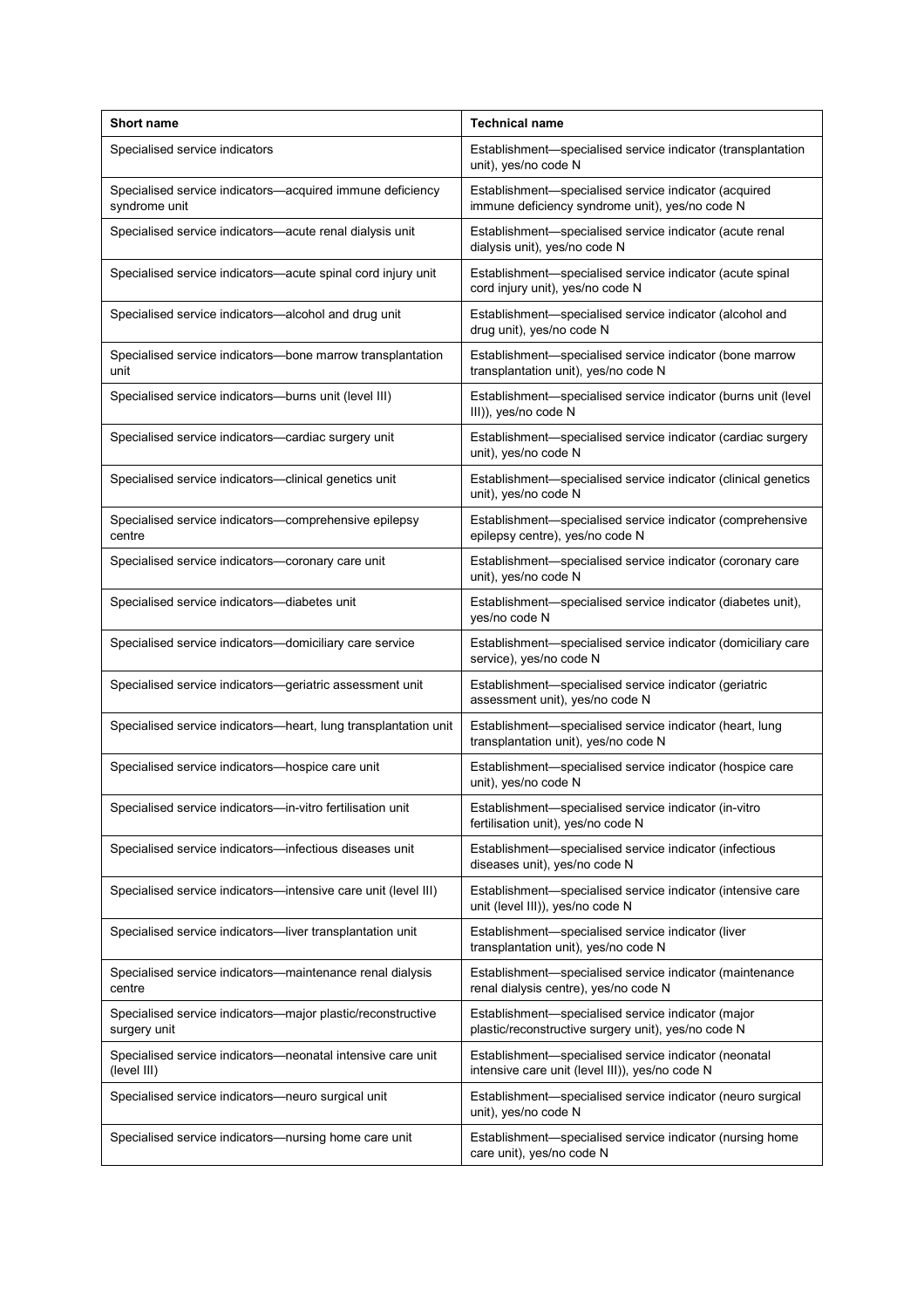| Short name | Technical name |
| --- | --- |
| Specialised service indicators | Establishment—specialised service indicator (transplantation unit), yes/no code N |
| Specialised service indicators—acquired immune deficiency syndrome unit | Establishment—specialised service indicator (acquired immune deficiency syndrome unit), yes/no code N |
| Specialised service indicators—acute renal dialysis unit | Establishment—specialised service indicator (acute renal dialysis unit), yes/no code N |
| Specialised service indicators—acute spinal cord injury unit | Establishment—specialised service indicator (acute spinal cord injury unit), yes/no code N |
| Specialised service indicators—alcohol and drug unit | Establishment—specialised service indicator (alcohol and drug unit), yes/no code N |
| Specialised service indicators—bone marrow transplantation unit | Establishment—specialised service indicator (bone marrow transplantation unit), yes/no code N |
| Specialised service indicators—burns unit (level III) | Establishment—specialised service indicator (burns unit (level III)), yes/no code N |
| Specialised service indicators—cardiac surgery unit | Establishment—specialised service indicator (cardiac surgery unit), yes/no code N |
| Specialised service indicators—clinical genetics unit | Establishment—specialised service indicator (clinical genetics unit), yes/no code N |
| Specialised service indicators—comprehensive epilepsy centre | Establishment—specialised service indicator (comprehensive epilepsy centre), yes/no code N |
| Specialised service indicators—coronary care unit | Establishment—specialised service indicator (coronary care unit), yes/no code N |
| Specialised service indicators—diabetes unit | Establishment—specialised service indicator (diabetes unit), yes/no code N |
| Specialised service indicators—domiciliary care service | Establishment—specialised service indicator (domiciliary care service), yes/no code N |
| Specialised service indicators—geriatric assessment unit | Establishment—specialised service indicator (geriatric assessment unit), yes/no code N |
| Specialised service indicators—heart, lung transplantation unit | Establishment—specialised service indicator (heart, lung transplantation unit), yes/no code N |
| Specialised service indicators—hospice care unit | Establishment—specialised service indicator (hospice care unit), yes/no code N |
| Specialised service indicators—in-vitro fertilisation unit | Establishment—specialised service indicator (in-vitro fertilisation unit), yes/no code N |
| Specialised service indicators—infectious diseases unit | Establishment—specialised service indicator (infectious diseases unit), yes/no code N |
| Specialised service indicators—intensive care unit (level III) | Establishment—specialised service indicator (intensive care unit (level III)), yes/no code N |
| Specialised service indicators—liver transplantation unit | Establishment—specialised service indicator (liver transplantation unit), yes/no code N |
| Specialised service indicators—maintenance renal dialysis centre | Establishment—specialised service indicator (maintenance renal dialysis centre), yes/no code N |
| Specialised service indicators—major plastic/reconstructive surgery unit | Establishment—specialised service indicator (major plastic/reconstructive surgery unit), yes/no code N |
| Specialised service indicators—neonatal intensive care unit (level III) | Establishment—specialised service indicator (neonatal intensive care unit (level III)), yes/no code N |
| Specialised service indicators—neuro surgical unit | Establishment—specialised service indicator (neuro surgical unit), yes/no code N |
| Specialised service indicators—nursing home care unit | Establishment—specialised service indicator (nursing home care unit), yes/no code N |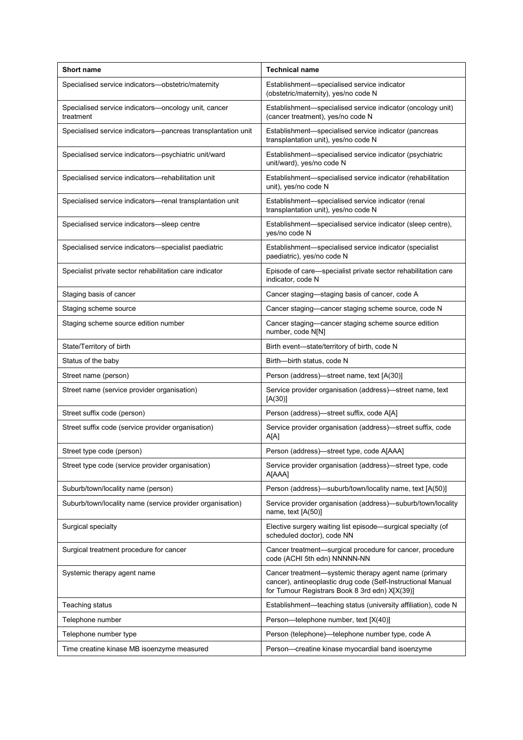| Short name | Technical name |
|---|---|
| Specialised service indicators—obstetric/maternity | Establishment—specialised service indicator (obstetric/maternity), yes/no code N |
| Specialised service indicators—oncology unit, cancer treatment | Establishment—specialised service indicator (oncology unit) (cancer treatment), yes/no code N |
| Specialised service indicators—pancreas transplantation unit | Establishment—specialised service indicator (pancreas transplantation unit), yes/no code N |
| Specialised service indicators—psychiatric unit/ward | Establishment—specialised service indicator (psychiatric unit/ward), yes/no code N |
| Specialised service indicators—rehabilitation unit | Establishment—specialised service indicator (rehabilitation unit), yes/no code N |
| Specialised service indicators—renal transplantation unit | Establishment—specialised service indicator (renal transplantation unit), yes/no code N |
| Specialised service indicators—sleep centre | Establishment—specialised service indicator (sleep centre), yes/no code N |
| Specialised service indicators—specialist paediatric | Establishment—specialised service indicator (specialist paediatric), yes/no code N |
| Specialist private sector rehabilitation care indicator | Episode of care—specialist private sector rehabilitation care indicator, code N |
| Staging basis of cancer | Cancer staging—staging basis of cancer, code A |
| Staging scheme source | Cancer staging—cancer staging scheme source, code N |
| Staging scheme source edition number | Cancer staging—cancer staging scheme source edition number, code N[N] |
| State/Territory of birth | Birth event—state/territory of birth, code N |
| Status of the baby | Birth—birth status, code N |
| Street name (person) | Person (address)—street name, text [A(30)] |
| Street name (service provider organisation) | Service provider organisation (address)—street name, text [A(30)] |
| Street suffix code (person) | Person (address)—street suffix, code A[A] |
| Street suffix code (service provider organisation) | Service provider organisation (address)—street suffix, code A[A] |
| Street type code (person) | Person (address)—street type, code A[AAA] |
| Street type code (service provider organisation) | Service provider organisation (address)—street type, code A[AAA] |
| Suburb/town/locality name (person) | Person (address)—suburb/town/locality name, text [A(50)] |
| Suburb/town/locality name (service provider organisation) | Service provider organisation (address)—suburb/town/locality name, text [A(50)] |
| Surgical specialty | Elective surgery waiting list episode—surgical specialty (of scheduled doctor), code NN |
| Surgical treatment procedure for cancer | Cancer treatment—surgical procedure for cancer, procedure code (ACHI 5th edn) NNNNN-NN |
| Systemic therapy agent name | Cancer treatment—systemic therapy agent name (primary cancer), antineoplastic drug code (Self-Instructional Manual for Tumour Registrars Book 8 3rd edn) X[X(39)] |
| Teaching status | Establishment—teaching status (university affiliation), code N |
| Telephone number | Person—telephone number, text [X(40)] |
| Telephone number type | Person (telephone)—telephone number type, code A |
| Time creatine kinase MB isoenzyme measured | Person—creatine kinase myocardial band isoenzyme |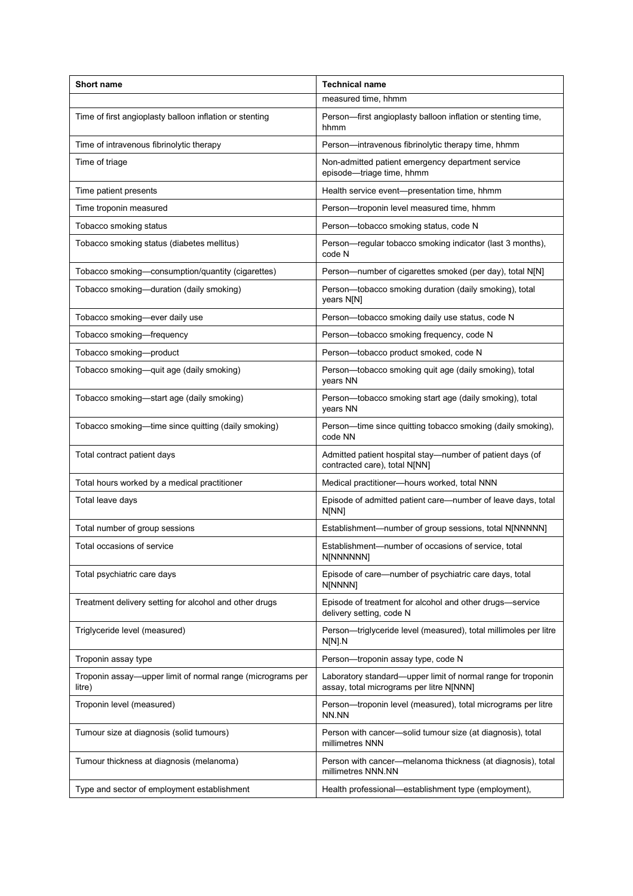| Short name | Technical name |
| --- | --- |
| | measured time, hhmm |
| Time of first angioplasty balloon inflation or stenting | Person—first angioplasty balloon inflation or stenting time, hhmm |
| Time of intravenous fibrinolytic therapy | Person—intravenous fibrinolytic therapy time, hhmm |
| Time of triage | Non-admitted patient emergency department service episode—triage time, hhmm |
| Time patient presents | Health service event—presentation time, hhmm |
| Time troponin measured | Person—troponin level measured time, hhmm |
| Tobacco smoking status | Person—tobacco smoking status, code N |
| Tobacco smoking status (diabetes mellitus) | Person—regular tobacco smoking indicator (last 3 months), code N |
| Tobacco smoking—consumption/quantity (cigarettes) | Person—number of cigarettes smoked (per day), total N[N] |
| Tobacco smoking—duration (daily smoking) | Person—tobacco smoking duration (daily smoking), total years N[N] |
| Tobacco smoking—ever daily use | Person—tobacco smoking daily use status, code N |
| Tobacco smoking—frequency | Person—tobacco smoking frequency, code N |
| Tobacco smoking—product | Person—tobacco product smoked, code N |
| Tobacco smoking—quit age (daily smoking) | Person—tobacco smoking quit age (daily smoking), total years NN |
| Tobacco smoking—start age (daily smoking) | Person—tobacco smoking start age (daily smoking), total years NN |
| Tobacco smoking—time since quitting (daily smoking) | Person—time since quitting tobacco smoking (daily smoking), code NN |
| Total contract patient days | Admitted patient hospital stay—number of patient days (of contracted care), total N[NN] |
| Total hours worked by a medical practitioner | Medical practitioner—hours worked, total NNN |
| Total leave days | Episode of admitted patient care—number of leave days, total N[NN] |
| Total number of group sessions | Establishment—number of group sessions, total N[NNNNN] |
| Total occasions of service | Establishment—number of occasions of service, total N[NNNNNN] |
| Total psychiatric care days | Episode of care—number of psychiatric care days, total N[NNNN] |
| Treatment delivery setting for alcohol and other drugs | Episode of treatment for alcohol and other drugs—service delivery setting, code N |
| Triglyceride level (measured) | Person—triglyceride level (measured), total millimoles per litre N[N].N |
| Troponin assay type | Person—troponin assay type, code N |
| Troponin assay—upper limit of normal range (micrograms per litre) | Laboratory standard—upper limit of normal range for troponin assay, total micrograms per litre N[NNN] |
| Troponin level (measured) | Person—troponin level (measured), total micrograms per litre NN.NN |
| Tumour size at diagnosis (solid tumours) | Person with cancer—solid tumour size (at diagnosis), total millimetres NNN |
| Tumour thickness at diagnosis (melanoma) | Person with cancer—melanoma thickness (at diagnosis), total millimetres NNN.NN |
| Type and sector of employment establishment | Health professional—establishment type (employment), |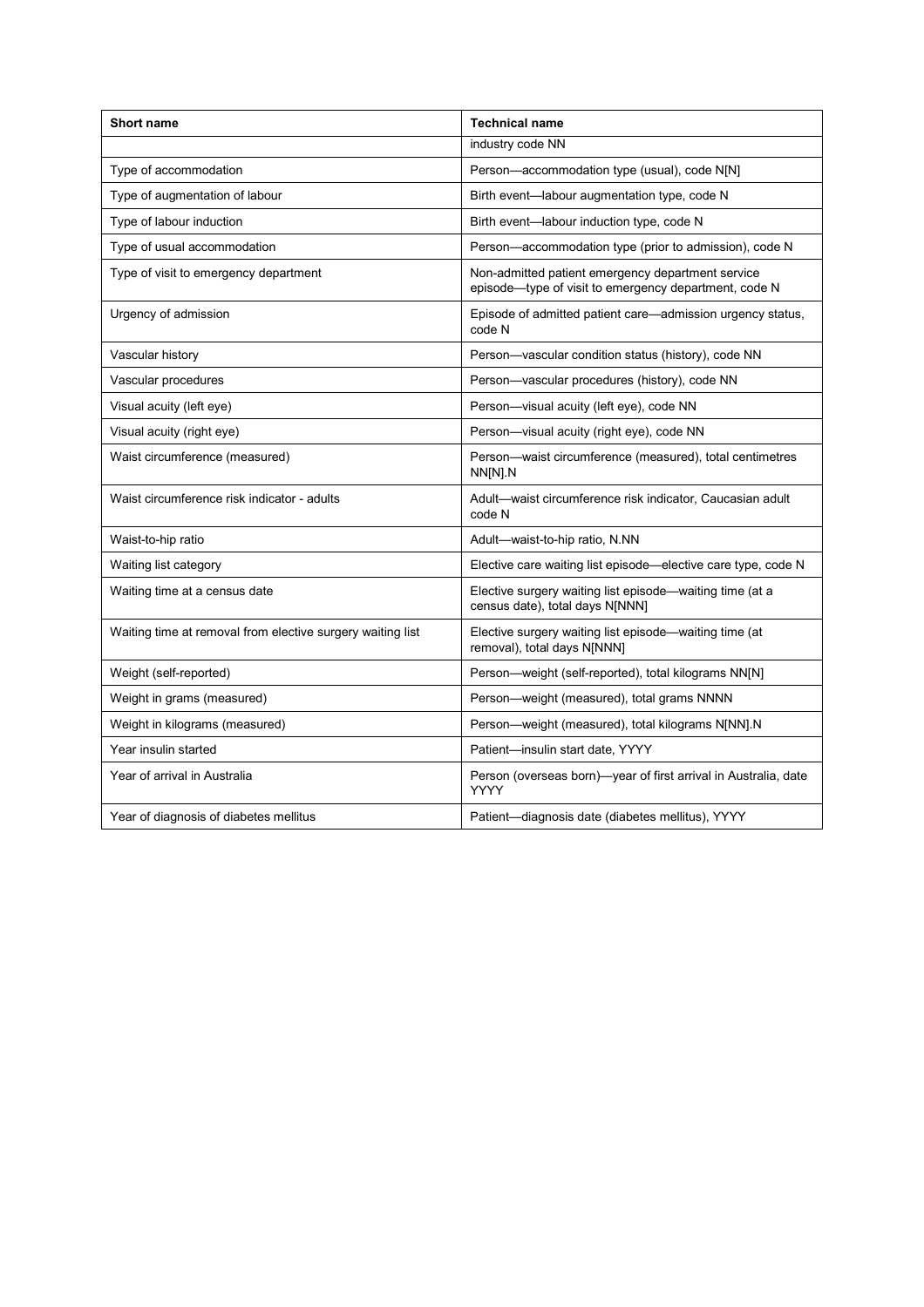| Short name | Technical name |
| --- | --- |
| | industry code NN |
| Type of accommodation | Person—accommodation type (usual), code N[N] |
| Type of augmentation of labour | Birth event—labour augmentation type, code N |
| Type of labour induction | Birth event—labour induction type, code N |
| Type of usual accommodation | Person—accommodation type (prior to admission), code N |
| Type of visit to emergency department | Non-admitted patient emergency department service episode—type of visit to emergency department, code N |
| Urgency of admission | Episode of admitted patient care—admission urgency status, code N |
| Vascular history | Person—vascular condition status (history), code NN |
| Vascular procedures | Person—vascular procedures (history), code NN |
| Visual acuity (left eye) | Person—visual acuity (left eye), code NN |
| Visual acuity (right eye) | Person—visual acuity (right eye), code NN |
| Waist circumference (measured) | Person—waist circumference (measured), total centimetres NN[N].N |
| Waist circumference risk indicator - adults | Adult—waist circumference risk indicator, Caucasian adult code N |
| Waist-to-hip ratio | Adult—waist-to-hip ratio, N.NN |
| Waiting list category | Elective care waiting list episode—elective care type, code N |
| Waiting time at a census date | Elective surgery waiting list episode—waiting time (at a census date), total days N[NNN] |
| Waiting time at removal from elective surgery waiting list | Elective surgery waiting list episode—waiting time (at removal), total days N[NNN] |
| Weight (self-reported) | Person—weight (self-reported), total kilograms NN[N] |
| Weight in grams (measured) | Person—weight (measured), total grams NNNN |
| Weight in kilograms (measured) | Person—weight (measured), total kilograms N[NN].N |
| Year insulin started | Patient—insulin start date, YYYY |
| Year of arrival in Australia | Person (overseas born)—year of first arrival in Australia, date YYYY |
| Year of diagnosis of diabetes mellitus | Patient—diagnosis date (diabetes mellitus), YYYY |